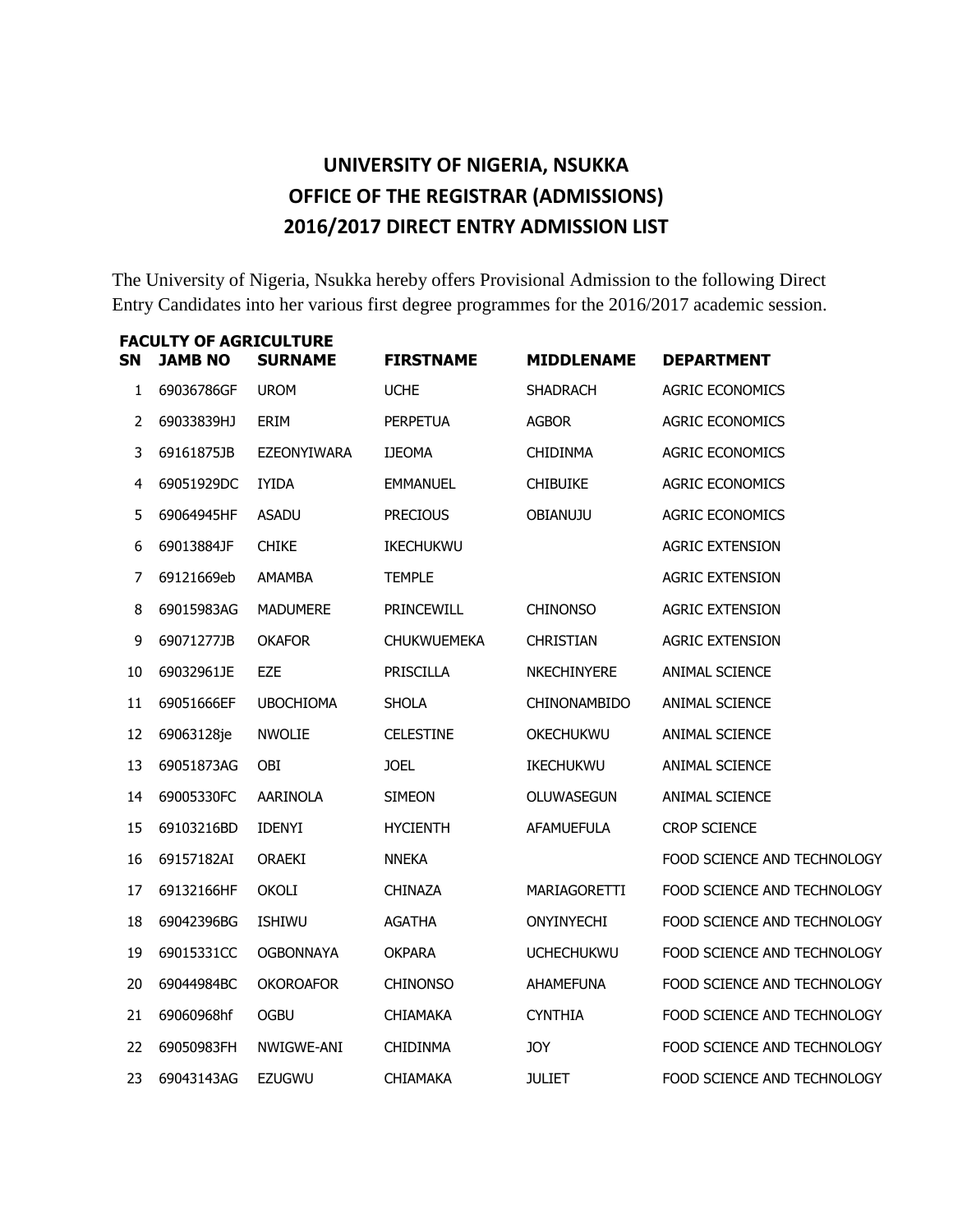# UNIVERSITY OF NIGERIA, NSUKKA
## OFFICE OF THE REGISTRAR (ADMISSIONS)
## 2016/2017 DIRECT ENTRY ADMISSION LIST

The University of Nigeria, Nsukka hereby offers Provisional Admission to the following Direct Entry Candidates into her various first degree programmes for the 2016/2017 academic session.

**FACULTY OF AGRICULTURE**

| SN | JAMB NO | SURNAME | FIRSTNAME | MIDDLENAME | DEPARTMENT |
|---|---|---|---|---|---|
| 1 | 69036786GF | UROM | UCHE | SHADRACH | AGRIC ECONOMICS |
| 2 | 69033839HJ | ERIM | PERPETUA | AGBOR | AGRIC ECONOMICS |
| 3 | 69161875JB | EZEONYIWARA | IJEOMA | CHIDINMA | AGRIC ECONOMICS |
| 4 | 69051929DC | IYIDA | EMMANUEL | CHIBUIKE | AGRIC ECONOMICS |
| 5 | 69064945HF | ASADU | PRECIOUS | OBIANUJU | AGRIC ECONOMICS |
| 6 | 69013884JF | CHIKE | IKECHUKWU | | AGRIC EXTENSION |
| 7 | 69121669eb | AMAMBA | TEMPLE | | AGRIC EXTENSION |
| 8 | 69015983AG | MADUMERE | PRINCEWILL | CHINONSO | AGRIC EXTENSION |
| 9 | 69071277JB | OKAFOR | CHUKWUEMEKA | CHRISTIAN | AGRIC EXTENSION |
| 10 | 69032961JE | EZE | PRISCILLA | NKECHINYERE | ANIMAL SCIENCE |
| 11 | 69051666EF | UBOCHIOMA | SHOLA | CHINONAMBIDO | ANIMAL SCIENCE |
| 12 | 69063128je | NWOLIE | CELESTINE | OKECHUKWU | ANIMAL SCIENCE |
| 13 | 69051873AG | OBI | JOEL | IKECHUKWU | ANIMAL SCIENCE |
| 14 | 69005330FC | AARINOLA | SIMEON | OLUWASEGUN | ANIMAL SCIENCE |
| 15 | 69103216BD | IDENYI | HYCIENTH | AFAMUEFULA | CROP SCIENCE |
| 16 | 69157182AI | ORAEKI | NNEKA | | FOOD SCIENCE AND TECHNOLOGY |
| 17 | 69132166HF | OKOLI | CHINAZA | MARIAGORETTI | FOOD SCIENCE AND TECHNOLOGY |
| 18 | 69042396BG | ISHIWU | AGATHA | ONYINYECHI | FOOD SCIENCE AND TECHNOLOGY |
| 19 | 69015331CC | OGBONNAYA | OKPARA | UCHECHUKWU | FOOD SCIENCE AND TECHNOLOGY |
| 20 | 69044984BC | OKOROAFOR | CHINONSO | AHAMEFUNA | FOOD SCIENCE AND TECHNOLOGY |
| 21 | 69060968hf | OGBU | CHIAMAKA | CYNTHIA | FOOD SCIENCE AND TECHNOLOGY |
| 22 | 69050983FH | NWIGWE-ANI | CHIDINMA | JOY | FOOD SCIENCE AND TECHNOLOGY |
| 23 | 69043143AG | EZUGWU | CHIAMAKA | JULIET | FOOD SCIENCE AND TECHNOLOGY |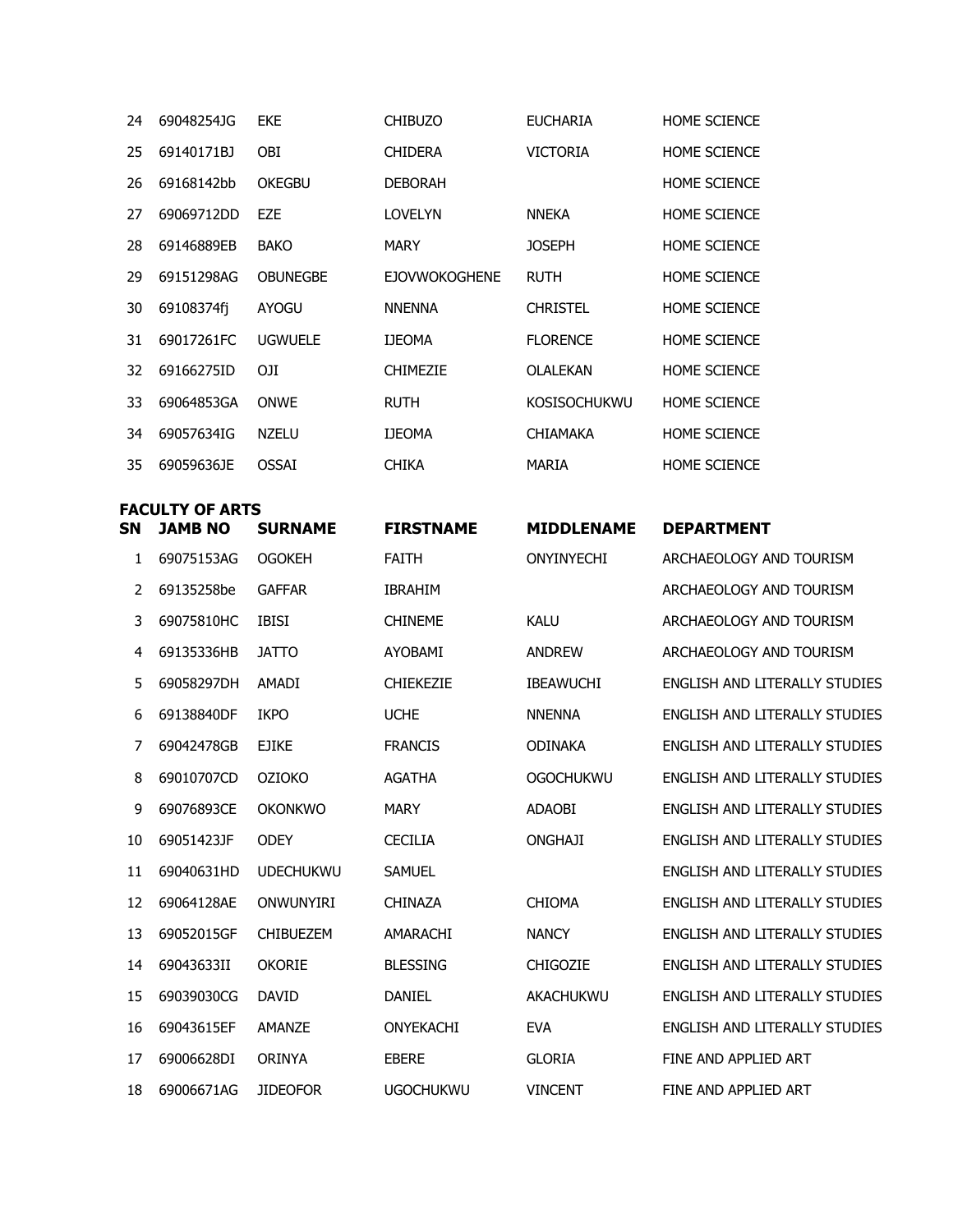| SN | JAMB NO | SURNAME | FIRSTNAME | MIDDLENAME | DEPARTMENT |
|---|---|---|---|---|---|
| 24 | 69048254JG | EKE | CHIBUZO | EUCHARIA | HOME SCIENCE |
| 25 | 69140171BJ | OBI | CHIDERA | VICTORIA | HOME SCIENCE |
| 26 | 69168142bb | OKEGBU | DEBORAH | | HOME SCIENCE |
| 27 | 69069712DD | EZE | LOVELYN | NNEKA | HOME SCIENCE |
| 28 | 69146889EB | BAKO | MARY | JOSEPH | HOME SCIENCE |
| 29 | 69151298AG | OBUNEGBE | EJOVWOKOGHENE | RUTH | HOME SCIENCE |
| 30 | 69108374fj | AYOGU | NNENNA | CHRISTEL | HOME SCIENCE |
| 31 | 69017261FC | UGWUELE | IJEOMA | FLORENCE | HOME SCIENCE |
| 32 | 69166275ID | OJI | CHIMEZIE | OLALEKAN | HOME SCIENCE |
| 33 | 69064853GA | ONWE | RUTH | KOSISOCHUKWU | HOME SCIENCE |
| 34 | 69057634IG | NZELU | IJEOMA | CHIAMAKA | HOME SCIENCE |
| 35 | 69059636JE | OSSAI | CHIKA | MARIA | HOME SCIENCE |

**FACULTY OF ARTS**

| SN | JAMB NO | SURNAME | FIRSTNAME | MIDDLENAME | DEPARTMENT |
|---|---|---|---|---|---|
| 1 | 69075153AG | OGOKEH | FAITH | ONYINYECHI | ARCHAEOLOGY AND TOURISM |
| 2 | 69135258be | GAFFAR | IBRAHIM | | ARCHAEOLOGY AND TOURISM |
| 3 | 69075810HC | IBISI | CHINEME | KALU | ARCHAEOLOGY AND TOURISM |
| 4 | 69135336HB | JATTO | AYOBAMI | ANDREW | ARCHAEOLOGY AND TOURISM |
| 5 | 69058297DH | AMADI | CHIEKEZIE | IBEAWUCHI | ENGLISH AND LITERALLY STUDIES |
| 6 | 69138840DF | IKPO | UCHE | NNENNA | ENGLISH AND LITERALLY STUDIES |
| 7 | 69042478GB | EJIKE | FRANCIS | ODINAKA | ENGLISH AND LITERALLY STUDIES |
| 8 | 69010707CD | OZIOKO | AGATHA | OGOCHUKWU | ENGLISH AND LITERALLY STUDIES |
| 9 | 69076893CE | OKONKWO | MARY | ADAOBI | ENGLISH AND LITERALLY STUDIES |
| 10 | 69051423JF | ODEY | CECILIA | ONGHAJI | ENGLISH AND LITERALLY STUDIES |
| 11 | 69040631HD | UDECHUKWU | SAMUEL | | ENGLISH AND LITERALLY STUDIES |
| 12 | 69064128AE | ONWUNYIRI | CHINAZA | CHIOMA | ENGLISH AND LITERALLY STUDIES |
| 13 | 69052015GF | CHIBUEZEM | AMARACHI | NANCY | ENGLISH AND LITERALLY STUDIES |
| 14 | 69043633II | OKORIE | BLESSING | CHIGOZIE | ENGLISH AND LITERALLY STUDIES |
| 15 | 69039030CG | DAVID | DANIEL | AKACHUKWU | ENGLISH AND LITERALLY STUDIES |
| 16 | 69043615EF | AMANZE | ONYEKACHI | EVA | ENGLISH AND LITERALLY STUDIES |
| 17 | 69006628DI | ORINYA | EBERE | GLORIA | FINE AND APPLIED ART |
| 18 | 69006671AG | JIDEOFOR | UGOCHUKWU | VINCENT | FINE AND APPLIED ART |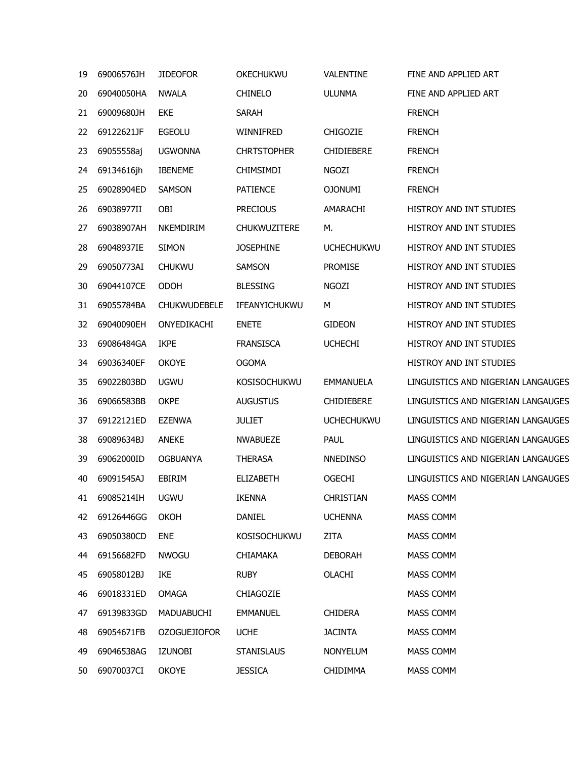| | | | | | |
|---|---|---|---|---|---|
| 19 | 69006576JH | JIDEOFOR | OKECHUKWU | VALENTINE | FINE AND APPLIED ART |
| 20 | 69040050HA | NWALA | CHINELO | ULUNMA | FINE AND APPLIED ART |
| 21 | 69009680JH | EKE | SARAH | | FRENCH |
| 22 | 69122621JF | EGEOLU | WINNIFRED | CHIGOZIE | FRENCH |
| 23 | 69055558aj | UGWONNA | CHRTSTOPHER | CHIDIEBERE | FRENCH |
| 24 | 69134616jh | IBENEME | CHIMSIMDI | NGOZI | FRENCH |
| 25 | 69028904ED | SAMSON | PATIENCE | OJONUMI | FRENCH |
| 26 | 69038977II | OBI | PRECIOUS | AMARACHI | HISTROY AND INT STUDIES |
| 27 | 69038907AH | NKEMDIRIM | CHUKWUZITERE | M. | HISTROY AND INT STUDIES |
| 28 | 69048937IE | SIMON | JOSEPHINE | UCHECHUKWU | HISTROY AND INT STUDIES |
| 29 | 69050773AI | CHUKWU | SAMSON | PROMISE | HISTROY AND INT STUDIES |
| 30 | 69044107CE | ODOH | BLESSING | NGOZI | HISTROY AND INT STUDIES |
| 31 | 69055784BA | CHUKWUDEBELE | IFEANYICHUKWU | M | HISTROY AND INT STUDIES |
| 32 | 69040090EH | ONYEDIKACHI | ENETE | GIDEON | HISTROY AND INT STUDIES |
| 33 | 69086484GA | IKPE | FRANSISCA | UCHECHI | HISTROY AND INT STUDIES |
| 34 | 69036340EF | OKOYE | OGOMA | | HISTROY AND INT STUDIES |
| 35 | 69022803BD | UGWU | KOSISOCHUKWU | EMMANUELA | LINGUISTICS AND NIGERIAN LANGAUGES |
| 36 | 69066583BB | OKPE | AUGUSTUS | CHIDIEBERE | LINGUISTICS AND NIGERIAN LANGAUGES |
| 37 | 69122121ED | EZENWA | JULIET | UCHECHUKWU | LINGUISTICS AND NIGERIAN LANGAUGES |
| 38 | 69089634BJ | ANEKE | NWABUEZE | PAUL | LINGUISTICS AND NIGERIAN LANGAUGES |
| 39 | 69062000ID | OGBUANYA | THERASA | NNEDINSO | LINGUISTICS AND NIGERIAN LANGAUGES |
| 40 | 69091545AJ | EBIRIM | ELIZABETH | OGECHI | LINGUISTICS AND NIGERIAN LANGAUGES |
| 41 | 69085214IH | UGWU | IKENNA | CHRISTIAN | MASS COMM |
| 42 | 69126446GG | OKOH | DANIEL | UCHENNA | MASS COMM |
| 43 | 69050380CD | ENE | KOSISOCHUKWU | ZITA | MASS COMM |
| 44 | 69156682FD | NWOGU | CHIAMAKA | DEBORAH | MASS COMM |
| 45 | 69058012BJ | IKE | RUBY | OLACHI | MASS COMM |
| 46 | 69018331ED | OMAGA | CHIAGOZIE | | MASS COMM |
| 47 | 69139833GD | MADUABUCHI | EMMANUEL | CHIDERA | MASS COMM |
| 48 | 69054671FB | OZOGUEJIOFOR | UCHE | JACINTA | MASS COMM |
| 49 | 69046538AG | IZUNOBI | STANISLAUS | NONYELUM | MASS COMM |
| 50 | 69070037CI | OKOYE | JESSICA | CHIDIMMA | MASS COMM |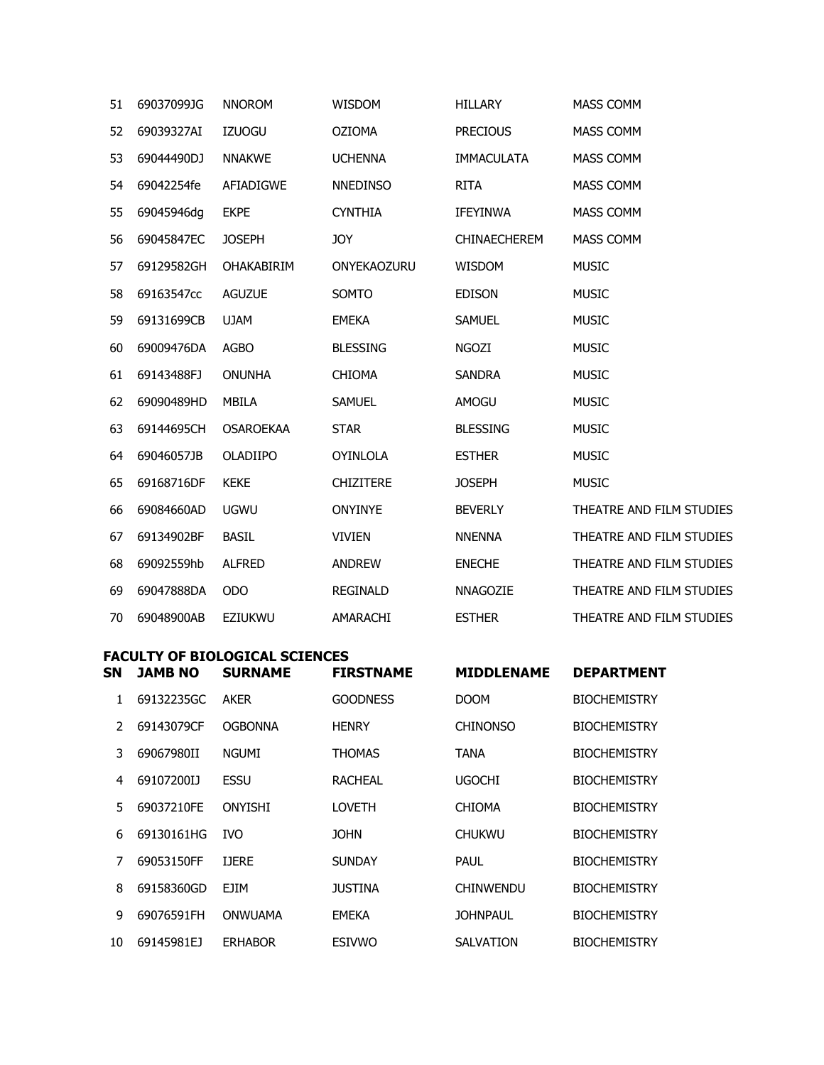| 51 | 69037099JG | NNOROM | WISDOM | HILLARY | MASS COMM |
|---|---|---|---|---|---|
| 52 | 69039327AI | IZUOGU | OZIOMA | PRECIOUS | MASS COMM |
| 53 | 69044490DJ | NNAKWE | UCHENNA | IMMACULATA | MASS COMM |
| 54 | 69042254fe | AFIADIGWE | NNEDINSO | RITA | MASS COMM |
| 55 | 69045946dg | EKPE | CYNTHIA | IFEYINWA | MASS COMM |
| 56 | 69045847EC | JOSEPH | JOY | CHINAECHEREM | MASS COMM |
| 57 | 69129582GH | OHAKABIRIM | ONYEKAOZURU | WISDOM | MUSIC |
| 58 | 69163547cc | AGUZUE | SOMTO | EDISON | MUSIC |
| 59 | 69131699CB | UJAM | EMEKA | SAMUEL | MUSIC |
| 60 | 69009476DA | AGBO | BLESSING | NGOZI | MUSIC |
| 61 | 69143488FJ | ONUNHA | CHIOMA | SANDRA | MUSIC |
| 62 | 69090489HD | MBILA | SAMUEL | AMOGU | MUSIC |
| 63 | 69144695CH | OSAROEKAA | STAR | BLESSING | MUSIC |
| 64 | 69046057JB | OLADIIPO | OYINLOLA | ESTHER | MUSIC |
| 65 | 69168716DF | KEKE | CHIZITERE | JOSEPH | MUSIC |
| 66 | 69084660AD | UGWU | ONYINYE | BEVERLY | THEATRE AND FILM STUDIES |
| 67 | 69134902BF | BASIL | VIVIEN | NNENNA | THEATRE AND FILM STUDIES |
| 68 | 69092559hb | ALFRED | ANDREW | ENECHE | THEATRE AND FILM STUDIES |
| 69 | 69047888DA | ODO | REGINALD | NNAGOZIE | THEATRE AND FILM STUDIES |
| 70 | 69048900AB | EZIUKWU | AMARACHI | ESTHER | THEATRE AND FILM STUDIES |

**FACULTY OF BIOLOGICAL SCIENCES**

| SN | JAMB NO | SURNAME | FIRSTNAME | MIDDLENAME | DEPARTMENT |
|---|---|---|---|---|---|
| 1 | 69132235GC | AKER | GOODNESS | DOOM | BIOCHEMISTRY |
| 2 | 69143079CF | OGBONNA | HENRY | CHINONSO | BIOCHEMISTRY |
| 3 | 69067980II | NGUMI | THOMAS | TANA | BIOCHEMISTRY |
| 4 | 69107200IJ | ESSU | RACHEAL | UGOCHI | BIOCHEMISTRY |
| 5 | 69037210FE | ONYISHI | LOVETH | CHIOMA | BIOCHEMISTRY |
| 6 | 69130161HG | IVO | JOHN | CHUKWU | BIOCHEMISTRY |
| 7 | 69053150FF | IJERE | SUNDAY | PAUL | BIOCHEMISTRY |
| 8 | 69158360GD | EJIM | JUSTINA | CHINWENDU | BIOCHEMISTRY |
| 9 | 69076591FH | ONWUAMA | EMEKA | JOHNPAUL | BIOCHEMISTRY |
| 10 | 69145981EJ | ERHABOR | ESIVWO | SALVATION | BIOCHEMISTRY |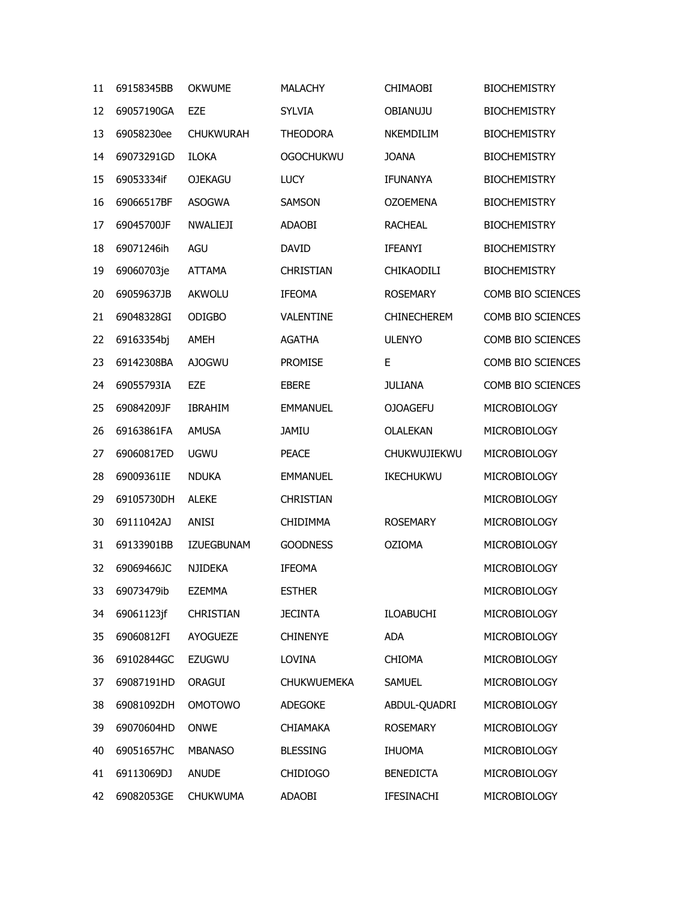| | | | | | |
|---|---|---|---|---|---|
| 11 | 69158345BB | OKWUME | MALACHY | CHIMAOBI | BIOCHEMISTRY |
| 12 | 69057190GA | EZE | SYLVIA | OBIANUJU | BIOCHEMISTRY |
| 13 | 69058230ee | CHUKWURAH | THEODORA | NKEMDILIM | BIOCHEMISTRY |
| 14 | 69073291GD | ILOKA | OGOCHUKWU | JOANA | BIOCHEMISTRY |
| 15 | 69053334if | OJEKAGU | LUCY | IFUNANYA | BIOCHEMISTRY |
| 16 | 69066517BF | ASOGWA | SAMSON | OZOEMENA | BIOCHEMISTRY |
| 17 | 69045700JF | NWALIEJI | ADAOBI | RACHEAL | BIOCHEMISTRY |
| 18 | 69071246ih | AGU | DAVID | IFEANYI | BIOCHEMISTRY |
| 19 | 69060703je | ATTAMA | CHRISTIAN | CHIKAODILI | BIOCHEMISTRY |
| 20 | 69059637JB | AKWOLU | IFEOMA | ROSEMARY | COMB BIO SCIENCES |
| 21 | 69048328GI | ODIGBO | VALENTINE | CHINECHEREM | COMB BIO SCIENCES |
| 22 | 69163354bj | AMEH | AGATHA | ULENYO | COMB BIO SCIENCES |
| 23 | 69142308BA | AJOGWU | PROMISE | E | COMB BIO SCIENCES |
| 24 | 69055793IA | EZE | EBERE | JULIANA | COMB BIO SCIENCES |
| 25 | 69084209JF | IBRAHIM | EMMANUEL | OJOAGEFU | MICROBIOLOGY |
| 26 | 69163861FA | AMUSA | JAMIU | OLALEKAN | MICROBIOLOGY |
| 27 | 69060817ED | UGWU | PEACE | CHUKWUJIEKWU | MICROBIOLOGY |
| 28 | 69009361IE | NDUKA | EMMANUEL | IKECHUKWU | MICROBIOLOGY |
| 29 | 69105730DH | ALEKE | CHRISTIAN | | MICROBIOLOGY |
| 30 | 69111042AJ | ANISI | CHIDIMMA | ROSEMARY | MICROBIOLOGY |
| 31 | 69133901BB | IZUEGBUNAM | GOODNESS | OZIOMA | MICROBIOLOGY |
| 32 | 69069466JC | NJIDEKA | IFEOMA | | MICROBIOLOGY |
| 33 | 69073479ib | EZEMMA | ESTHER | | MICROBIOLOGY |
| 34 | 69061123jf | CHRISTIAN | JECINTA | ILOABUCHI | MICROBIOLOGY |
| 35 | 69060812FI | AYOGUEZE | CHINENYE | ADA | MICROBIOLOGY |
| 36 | 69102844GC | EZUGWU | LOVINA | CHIOMA | MICROBIOLOGY |
| 37 | 69087191HD | ORAGUI | CHUKWUEMEKA | SAMUEL | MICROBIOLOGY |
| 38 | 69081092DH | OMOTOWO | ADEGOKE | ABDUL-QUADRI | MICROBIOLOGY |
| 39 | 69070604HD | ONWE | CHIAMAKA | ROSEMARY | MICROBIOLOGY |
| 40 | 69051657HC | MBANASO | BLESSING | IHUOMA | MICROBIOLOGY |
| 41 | 69113069DJ | ANUDE | CHIDIOGO | BENEDICTA | MICROBIOLOGY |
| 42 | 69082053GE | CHUKWUMA | ADAOBI | IFESINACHI | MICROBIOLOGY |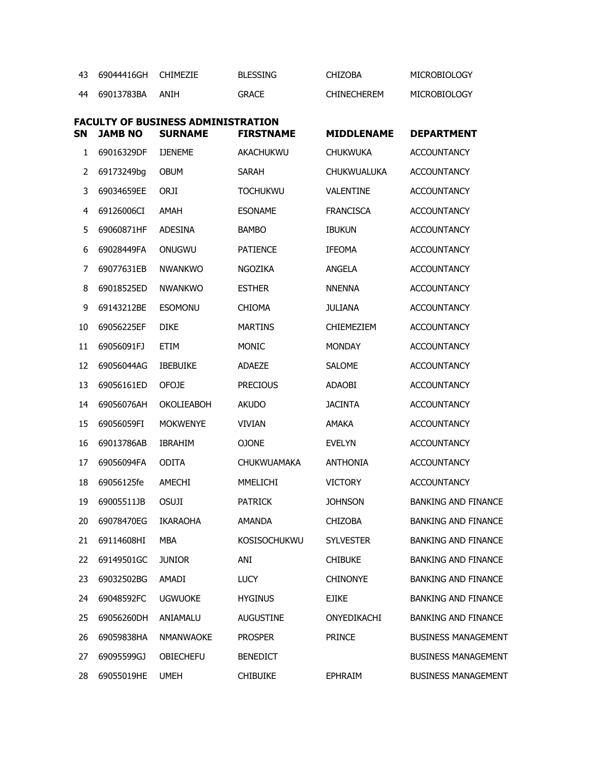| | | | | | |
|---|---|---|---|---|---|
| 43 | 69044416GH | CHIMEZIE | BLESSING | CHIZOBA | MICROBIOLOGY |
| 44 | 69013783BA | ANIH | GRACE | CHINECHEREM | MICROBIOLOGY |

**FACULTY OF BUSINESS ADMINISTRATION**

| SN | JAMB NO | SURNAME | FIRSTNAME | MIDDLENAME | DEPARTMENT |
|---|---|---|---|---|---|
| 1 | 69016329DF | IJENEME | AKACHUKWU | CHUKWUKA | ACCOUNTANCY |
| 2 | 69173249bg | OBUM | SARAH | CHUKWUALUKA | ACCOUNTANCY |
| 3 | 69034659EE | ORJI | TOCHUKWU | VALENTINE | ACCOUNTANCY |
| 4 | 69126006CI | AMAH | ESONAME | FRANCISCA | ACCOUNTANCY |
| 5 | 69060871HF | ADESINA | BAMBO | IBUKUN | ACCOUNTANCY |
| 6 | 69028449FA | ONUGWU | PATIENCE | IFEOMA | ACCOUNTANCY |
| 7 | 69077631EB | NWANKWO | NGOZIKA | ANGELA | ACCOUNTANCY |
| 8 | 69018525ED | NWANKWO | ESTHER | NNENNA | ACCOUNTANCY |
| 9 | 69143212BE | ESOMONU | CHIOMA | JULIANA | ACCOUNTANCY |
| 10 | 69056225EF | DIKE | MARTINS | CHIEMEZIEM | ACCOUNTANCY |
| 11 | 69056091FJ | ETIM | MONIC | MONDAY | ACCOUNTANCY |
| 12 | 69056044AG | IBEBUIKE | ADAEZE | SALOME | ACCOUNTANCY |
| 13 | 69056161ED | OFOJE | PRECIOUS | ADAOBI | ACCOUNTANCY |
| 14 | 69056076AH | OKOLIEABOH | AKUDO | JACINTA | ACCOUNTANCY |
| 15 | 69056059FI | MOKWENYE | VIVIAN | AMAKA | ACCOUNTANCY |
| 16 | 69013786AB | IBRAHIM | OJONE | EVELYN | ACCOUNTANCY |
| 17 | 69056094FA | ODITA | CHUKWUAMAKA | ANTHONIA | ACCOUNTANCY |
| 18 | 69056125fe | AMECHI | MMELICHI | VICTORY | ACCOUNTANCY |
| 19 | 69005511JB | OSUJI | PATRICK | JOHNSON | BANKING AND FINANCE |
| 20 | 69078470EG | IKARAOHA | AMANDA | CHIZOBA | BANKING AND FINANCE |
| 21 | 69114608HI | MBA | KOSISOCHUKWU | SYLVESTER | BANKING AND FINANCE |
| 22 | 69149501GC | JUNIOR | ANI | CHIBUKE | BANKING AND FINANCE |
| 23 | 69032502BG | AMADI | LUCY | CHINONYE | BANKING AND FINANCE |
| 24 | 69048592FC | UGWUOKE | HYGINUS | EJIKE | BANKING AND FINANCE |
| 25 | 69056260DH | ANIAMALU | AUGUSTINE | ONYEDIKACHI | BANKING AND FINANCE |
| 26 | 69059838HA | NMANWAOKE | PROSPER | PRINCE | BUSINESS MANAGEMENT |
| 27 | 69095599GJ | OBIECHEFU | BENEDICT | | BUSINESS MANAGEMENT |
| 28 | 69055019HE | UMEH | CHIBUIKE | EPHRAIM | BUSINESS MANAGEMENT |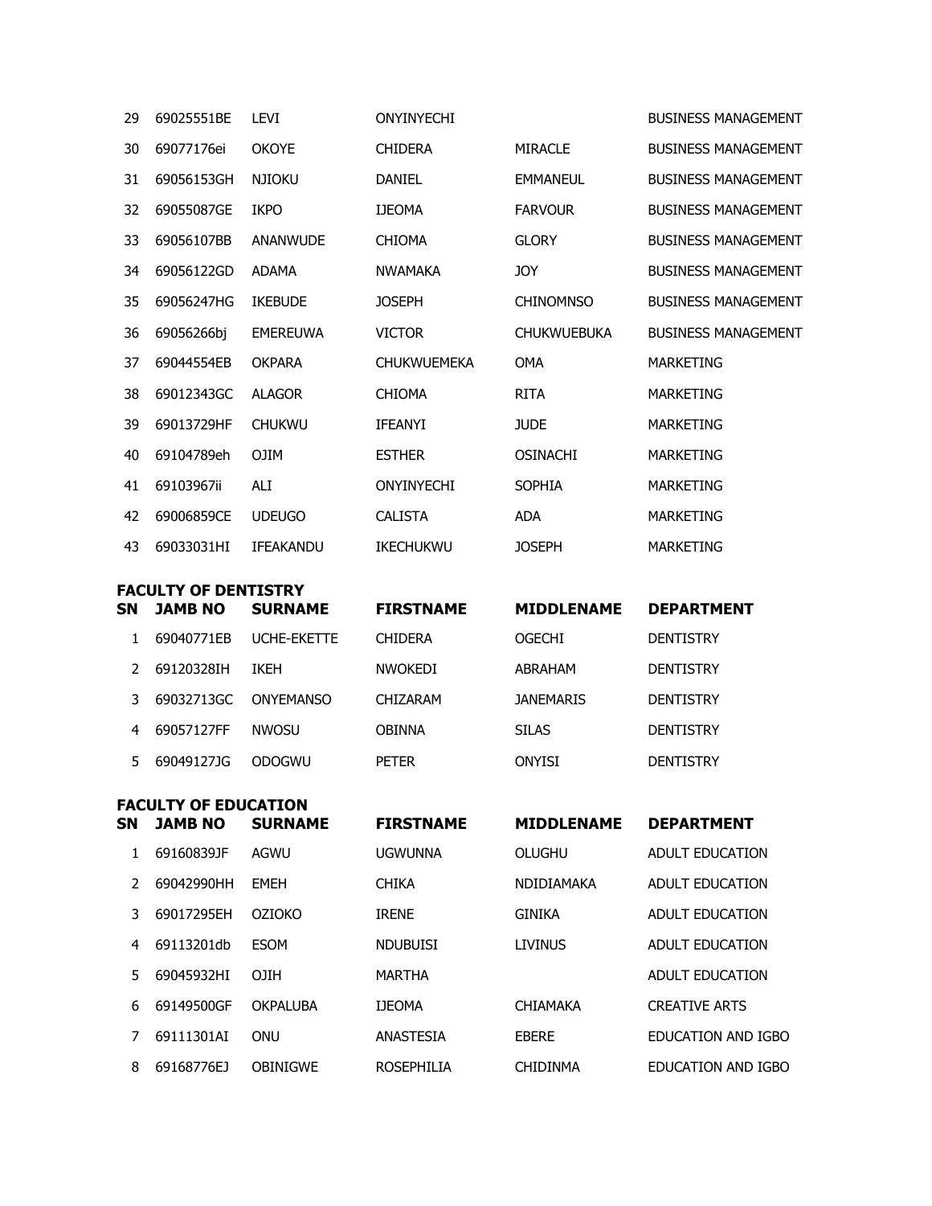| SN | JAMB NO | SURNAME | FIRSTNAME | MIDDLENAME | DEPARTMENT |
|---|---|---|---|---|---|
| 29 | 69025551BE | LEVI | ONYINYECHI | | BUSINESS MANAGEMENT |
| 30 | 69077176ei | OKOYE | CHIDERA | MIRACLE | BUSINESS MANAGEMENT |
| 31 | 69056153GH | NJIOKU | DANIEL | EMMANEUL | BUSINESS MANAGEMENT |
| 32 | 69055087GE | IKPO | IJEOMA | FARVOUR | BUSINESS MANAGEMENT |
| 33 | 69056107BB | ANANWUDE | CHIOMA | GLORY | BUSINESS MANAGEMENT |
| 34 | 69056122GD | ADAMA | NWAMAKA | JOY | BUSINESS MANAGEMENT |
| 35 | 69056247HG | IKEBUDE | JOSEPH | CHINOMNSO | BUSINESS MANAGEMENT |
| 36 | 69056266bj | EMEREUWA | VICTOR | CHUKWUEBUKA | BUSINESS MANAGEMENT |
| 37 | 69044554EB | OKPARA | CHUKWUEMEKA | OMA | MARKETING |
| 38 | 69012343GC | ALAGOR | CHIOMA | RITA | MARKETING |
| 39 | 69013729HF | CHUKWU | IFEANYI | JUDE | MARKETING |
| 40 | 69104789eh | OJIM | ESTHER | OSINACHI | MARKETING |
| 41 | 69103967ii | ALI | ONYINYECHI | SOPHIA | MARKETING |
| 42 | 69006859CE | UDEUGO | CALISTA | ADA | MARKETING |
| 43 | 69033031HI | IFEAKANDU | IKECHUKWU | JOSEPH | MARKETING |

**FACULTY OF DENTISTRY**

| SN | JAMB NO | SURNAME | FIRSTNAME | MIDDLENAME | DEPARTMENT |
|---|---|---|---|---|---|
| 1 | 69040771EB | UCHE-EKETTE | CHIDERA | OGECHI | DENTISTRY |
| 2 | 69120328IH | IKEH | NWOKEDI | ABRAHAM | DENTISTRY |
| 3 | 69032713GC | ONYEMANSO | CHIZARAM | JANEMARIS | DENTISTRY |
| 4 | 69057127FF | NWOSU | OBINNA | SILAS | DENTISTRY |
| 5 | 69049127JG | ODOGWU | PETER | ONYISI | DENTISTRY |

**FACULTY OF EDUCATION**

| SN | JAMB NO | SURNAME | FIRSTNAME | MIDDLENAME | DEPARTMENT |
|---|---|---|---|---|---|
| 1 | 69160839JF | AGWU | UGWUNNA | OLUGHU | ADULT EDUCATION |
| 2 | 69042990HH | EMEH | CHIKA | NDIDIAMAKA | ADULT EDUCATION |
| 3 | 69017295EH | OZIOKO | IRENE | GINIKA | ADULT EDUCATION |
| 4 | 69113201db | ESOM | NDUBUISI | LIVINUS | ADULT EDUCATION |
| 5 | 69045932HI | OJIH | MARTHA | | ADULT EDUCATION |
| 6 | 69149500GF | OKPALUBA | IJEOMA | CHIAMAKA | CREATIVE ARTS |
| 7 | 69111301AI | ONU | ANASTESIA | EBERE | EDUCATION AND IGBO |
| 8 | 69168776EJ | OBINIGWE | ROSEPHILIA | CHIDINMA | EDUCATION AND IGBO |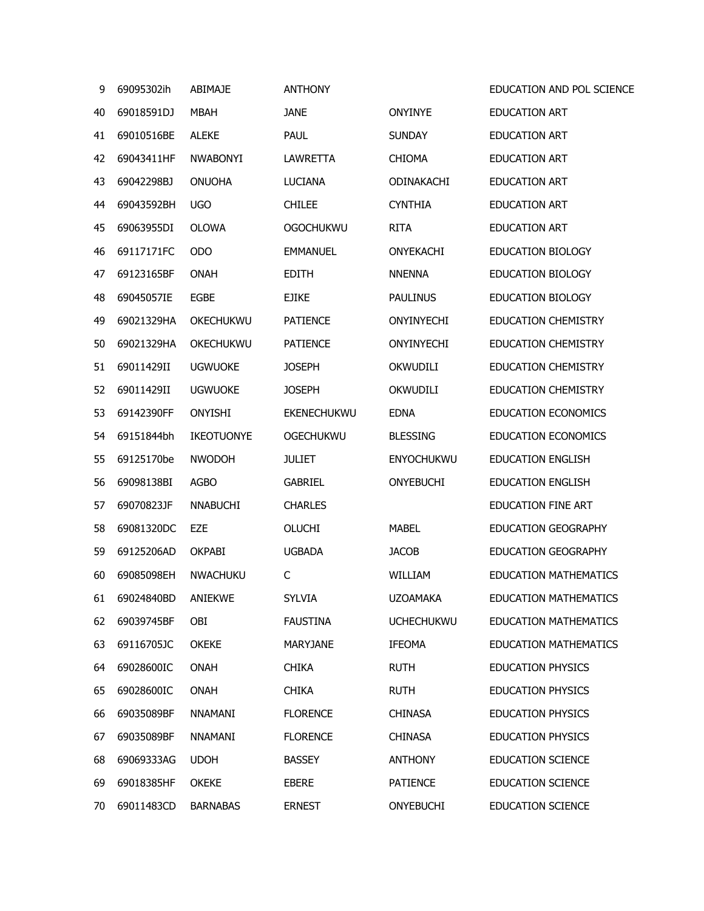| 9 | 69095302ih | ABIMAJE | ANTHONY | | EDUCATION AND POL SCIENCE |
|---|---|---|---|---|---|
| 40 | 69018591DJ | MBAH | JANE | ONYINYE | EDUCATION ART |
| 41 | 69010516BE | ALEKE | PAUL | SUNDAY | EDUCATION ART |
| 42 | 69043411HF | NWABONYI | LAWRETTA | CHIOMA | EDUCATION ART |
| 43 | 69042298BJ | ONUOHA | LUCIANA | ODINAKACHI | EDUCATION ART |
| 44 | 69043592BH | UGO | CHILEE | CYNTHIA | EDUCATION ART |
| 45 | 69063955DI | OLOWA | OGOCHUKWU | RITA | EDUCATION ART |
| 46 | 69117171FC | ODO | EMMANUEL | ONYEKACHI | EDUCATION BIOLOGY |
| 47 | 69123165BF | ONAH | EDITH | NNENNA | EDUCATION BIOLOGY |
| 48 | 69045057IE | EGBE | EJIKE | PAULINUS | EDUCATION BIOLOGY |
| 49 | 69021329HA | OKECHUKWU | PATIENCE | ONYINYECHI | EDUCATION CHEMISTRY |
| 50 | 69021329HA | OKECHUKWU | PATIENCE | ONYINYECHI | EDUCATION CHEMISTRY |
| 51 | 69011429II | UGWUOKE | JOSEPH | OKWUDILI | EDUCATION CHEMISTRY |
| 52 | 69011429II | UGWUOKE | JOSEPH | OKWUDILI | EDUCATION CHEMISTRY |
| 53 | 69142390FF | ONYISHI | EKENECHUKWU | EDNA | EDUCATION ECONOMICS |
| 54 | 69151844bh | IKEOTUONYE | OGECHUKWU | BLESSING | EDUCATION ECONOMICS |
| 55 | 69125170be | NWODOH | JULIET | ENYOCHUKWU | EDUCATION ENGLISH |
| 56 | 69098138BI | AGBO | GABRIEL | ONYEBUCHI | EDUCATION ENGLISH |
| 57 | 69070823JF | NNABUCHI | CHARLES | | EDUCATION FINE ART |
| 58 | 69081320DC | EZE | OLUCHI | MABEL | EDUCATION GEOGRAPHY |
| 59 | 69125206AD | OKPABI | UGBADA | JACOB | EDUCATION GEOGRAPHY |
| 60 | 69085098EH | NWACHUKU | C | WILLIAM | EDUCATION MATHEMATICS |
| 61 | 69024840BD | ANIEKWE | SYLVIA | UZOAMAKA | EDUCATION MATHEMATICS |
| 62 | 69039745BF | OBI | FAUSTINA | UCHECHUKWU | EDUCATION MATHEMATICS |
| 63 | 69116705JC | OKEKE | MARYJANE | IFEOMA | EDUCATION MATHEMATICS |
| 64 | 69028600IC | ONAH | CHIKA | RUTH | EDUCATION PHYSICS |
| 65 | 69028600IC | ONAH | CHIKA | RUTH | EDUCATION PHYSICS |
| 66 | 69035089BF | NNAMANI | FLORENCE | CHINASA | EDUCATION PHYSICS |
| 67 | 69035089BF | NNAMANI | FLORENCE | CHINASA | EDUCATION PHYSICS |
| 68 | 69069333AG | UDOH | BASSEY | ANTHONY | EDUCATION SCIENCE |
| 69 | 69018385HF | OKEKE | EBERE | PATIENCE | EDUCATION SCIENCE |
| 70 | 69011483CD | BARNABAS | ERNEST | ONYEBUCHI | EDUCATION SCIENCE |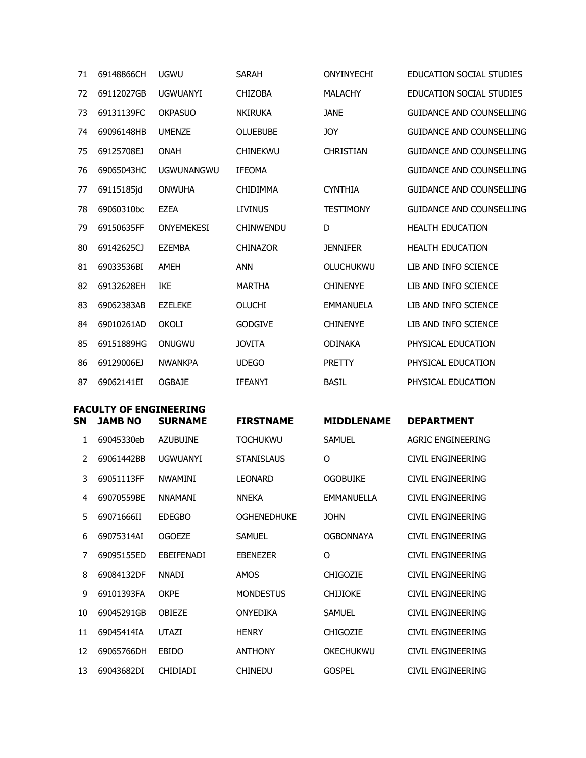| | | | | | |
|---|---|---|---|---|---|
| 71 | 69148866CH | UGWU | SARAH | ONYINYECHI | EDUCATION SOCIAL STUDIES |
| 72 | 69112027GB | UGWUANYI | CHIZOBA | MALACHY | EDUCATION SOCIAL STUDIES |
| 73 | 69131139FC | OKPASUO | NKIRUKA | JANE | GUIDANCE AND COUNSELLING |
| 74 | 69096148HB | UMENZE | OLUEBUBE | JOY | GUIDANCE AND COUNSELLING |
| 75 | 69125708EJ | ONAH | CHINEKWU | CHRISTIAN | GUIDANCE AND COUNSELLING |
| 76 | 69065043HC | UGWUNANGWU | IFEOMA | | GUIDANCE AND COUNSELLING |
| 77 | 69115185jd | ONWUHA | CHIDIMMA | CYNTHIA | GUIDANCE AND COUNSELLING |
| 78 | 69060310bc | EZEA | LIVINUS | TESTIMONY | GUIDANCE AND COUNSELLING |
| 79 | 69150635FF | ONYEMEKESI | CHINWENDU | D | HEALTH EDUCATION |
| 80 | 69142625CJ | EZEMBA | CHINAZOR | JENNIFER | HEALTH EDUCATION |
| 81 | 69033536BI | AMEH | ANN | OLUCHUKWU | LIB AND INFO SCIENCE |
| 82 | 69132628EH | IKE | MARTHA | CHINENYE | LIB AND INFO SCIENCE |
| 83 | 69062383AB | EZELEKE | OLUCHI | EMMANUELA | LIB AND INFO SCIENCE |
| 84 | 69010261AD | OKOLI | GODGIVE | CHINENYE | LIB AND INFO SCIENCE |
| 85 | 69151889HG | ONUGWU | JOVITA | ODINAKA | PHYSICAL EDUCATION |
| 86 | 69129006EJ | NWANKPA | UDEGO | PRETTY | PHYSICAL EDUCATION |
| 87 | 69062141EI | OGBAJE | IFEANYI | BASIL | PHYSICAL EDUCATION |

**FACULTY OF ENGINEERING**

| SN | JAMB NO | SURNAME | FIRSTNAME | MIDDLENAME | DEPARTMENT |
|---|---|---|---|---|---|
| 1 | 69045330eb | AZUBUINE | TOCHUKWU | SAMUEL | AGRIC ENGINEERING |
| 2 | 69061442BB | UGWUANYI | STANISLAUS | O | CIVIL ENGINEERING |
| 3 | 69051113FF | NWAMINI | LEONARD | OGOBUIKE | CIVIL ENGINEERING |
| 4 | 69070559BE | NNAMANI | NNEKA | EMMANUELLA | CIVIL ENGINEERING |
| 5 | 69071666II | EDEGBO | OGHENEDHUKE | JOHN | CIVIL ENGINEERING |
| 6 | 69075314AI | OGOEZE | SAMUEL | OGBONNAYA | CIVIL ENGINEERING |
| 7 | 69095155ED | EBEIFENADI | EBENEZER | O | CIVIL ENGINEERING |
| 8 | 69084132DF | NNADI | AMOS | CHIGOZIE | CIVIL ENGINEERING |
| 9 | 69101393FA | OKPE | MONDESTUS | CHIJIOKE | CIVIL ENGINEERING |
| 10 | 69045291GB | OBIEZE | ONYEDIKA | SAMUEL | CIVIL ENGINEERING |
| 11 | 69045414IA | UTAZI | HENRY | CHIGOZIE | CIVIL ENGINEERING |
| 12 | 69065766DH | EBIDO | ANTHONY | OKECHUKWU | CIVIL ENGINEERING |
| 13 | 69043682DI | CHIDIADI | CHINEDU | GOSPEL | CIVIL ENGINEERING |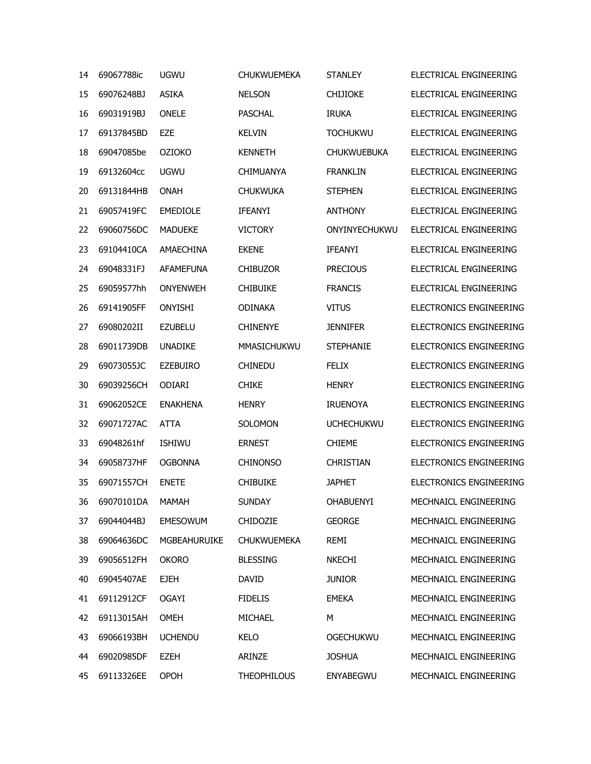| | | | | | |
|---|---|---|---|---|---|
| 14 | 69067788ic | UGWU | CHUKWUEMEKA | STANLEY | ELECTRICAL ENGINEERING |
| 15 | 69076248BJ | ASIKA | NELSON | CHIJIOKE | ELECTRICAL ENGINEERING |
| 16 | 69031919BJ | ONELE | PASCHAL | IRUKA | ELECTRICAL ENGINEERING |
| 17 | 69137845BD | EZE | KELVIN | TOCHUKWU | ELECTRICAL ENGINEERING |
| 18 | 69047085be | OZIOKO | KENNETH | CHUKWUEBUKA | ELECTRICAL ENGINEERING |
| 19 | 69132604cc | UGWU | CHIMUANYA | FRANKLIN | ELECTRICAL ENGINEERING |
| 20 | 69131844HB | ONAH | CHUKWUKA | STEPHEN | ELECTRICAL ENGINEERING |
| 21 | 69057419FC | EMEDIOLE | IFEANYI | ANTHONY | ELECTRICAL ENGINEERING |
| 22 | 69060756DC | MADUEKE | VICTORY | ONYINYECHUKWU | ELECTRICAL ENGINEERING |
| 23 | 69104410CA | AMAECHINA | EKENE | IFEANYI | ELECTRICAL ENGINEERING |
| 24 | 69048331FJ | AFAMEFUNA | CHIBUZOR | PRECIOUS | ELECTRICAL ENGINEERING |
| 25 | 69059577hh | ONYENWEH | CHIBUIKE | FRANCIS | ELECTRICAL ENGINEERING |
| 26 | 69141905FF | ONYISHI | ODINAKA | VITUS | ELECTRONICS ENGINEERING |
| 27 | 69080202II | EZUBELU | CHINENYE | JENNIFER | ELECTRONICS ENGINEERING |
| 28 | 69011739DB | UNADIKE | MMASICHUKWU | STEPHANIE | ELECTRONICS ENGINEERING |
| 29 | 69073055JC | EZEBUIRO | CHINEDU | FELIX | ELECTRONICS ENGINEERING |
| 30 | 69039256CH | ODIARI | CHIKE | HENRY | ELECTRONICS ENGINEERING |
| 31 | 69062052CE | ENAKHENA | HENRY | IRUENOYA | ELECTRONICS ENGINEERING |
| 32 | 69071727AC | ATTA | SOLOMON | UCHECHUKWU | ELECTRONICS ENGINEERING |
| 33 | 69048261hf | ISHIWU | ERNEST | CHIEME | ELECTRONICS ENGINEERING |
| 34 | 69058737HF | OGBONNA | CHINONSO | CHRISTIAN | ELECTRONICS ENGINEERING |
| 35 | 69071557CH | ENETE | CHIBUIKE | JAPHET | ELECTRONICS ENGINEERING |
| 36 | 69070101DA | MAMAH | SUNDAY | OHABUENYI | MECHNAICL ENGINEERING |
| 37 | 69044044BJ | EMESOWUM | CHIDOZIE | GEORGE | MECHNAICL ENGINEERING |
| 38 | 69064636DC | MGBEAHURUIKE | CHUKWUEMEKA | REMI | MECHNAICL ENGINEERING |
| 39 | 69056512FH | OKORO | BLESSING | NKECHI | MECHNAICL ENGINEERING |
| 40 | 69045407AE | EJEH | DAVID | JUNIOR | MECHNAICL ENGINEERING |
| 41 | 69112912CF | OGAYI | FIDELIS | EMEKA | MECHNAICL ENGINEERING |
| 42 | 69113015AH | OMEH | MICHAEL | M | MECHNAICL ENGINEERING |
| 43 | 69066193BH | UCHENDU | KELO | OGECHUKWU | MECHNAICL ENGINEERING |
| 44 | 69020985DF | EZEH | ARINZE | JOSHUA | MECHNAICL ENGINEERING |
| 45 | 69113326EE | OPOH | THEOPHILOUS | ENYABEGWU | MECHNAICL ENGINEERING |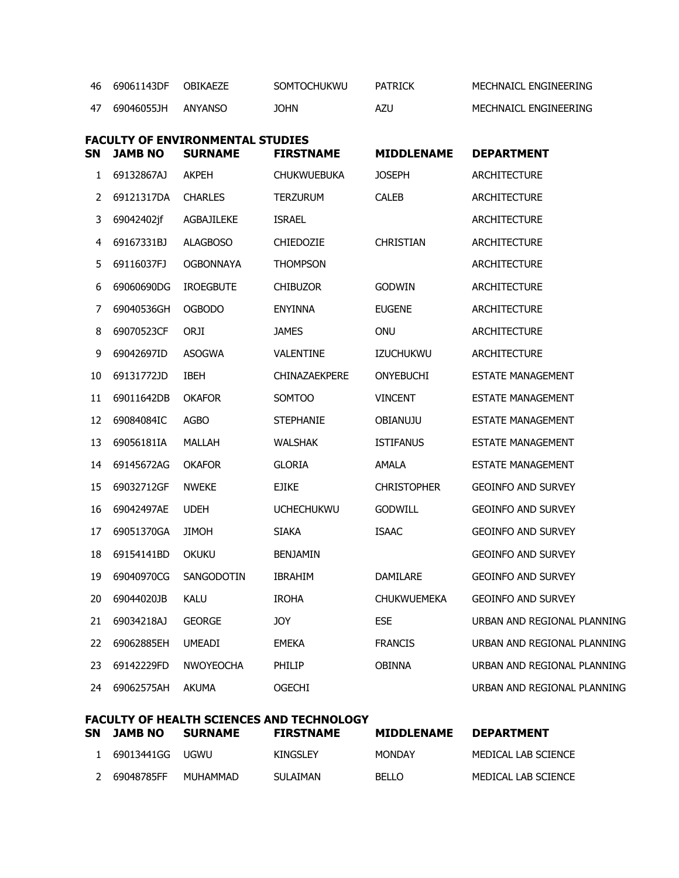| 46 | 69061143DF | OBIKAEZE | SOMTOCHUKWU | PATRICK | MECHNAICL ENGINEERING |
|---|---|---|---|---|---|
| 47 | 69046055JH | ANYANSO | JOHN | AZU | MECHNAICL ENGINEERING |

**FACULTY OF ENVIRONMENTAL STUDIES**

| SN | JAMB NO | SURNAME | FIRSTNAME | MIDDLENAME | DEPARTMENT |
|---|---|---|---|---|---|
| 1 | 69132867AJ | AKPEH | CHUKWUEBUKA | JOSEPH | ARCHITECTURE |
| 2 | 69121317DA | CHARLES | TERZURUM | CALEB | ARCHITECTURE |
| 3 | 69042402jf | AGBAJILEKE | ISRAEL | | ARCHITECTURE |
| 4 | 69167331BJ | ALAGBOSO | CHIEDOZIE | CHRISTIAN | ARCHITECTURE |
| 5 | 69116037FJ | OGBONNAYA | THOMPSON | | ARCHITECTURE |
| 6 | 69060690DG | IROEGBUTE | CHIBUZOR | GODWIN | ARCHITECTURE |
| 7 | 69040536GH | OGBODO | ENYINNA | EUGENE | ARCHITECTURE |
| 8 | 69070523CF | ORJI | JAMES | ONU | ARCHITECTURE |
| 9 | 69042697ID | ASOGWA | VALENTINE | IZUCHUKWU | ARCHITECTURE |
| 10 | 69131772JD | IBEH | CHINAZAEKPERE | ONYEBUCHI | ESTATE MANAGEMENT |
| 11 | 69011642DB | OKAFOR | SOMTOO | VINCENT | ESTATE MANAGEMENT |
| 12 | 69084084IC | AGBO | STEPHANIE | OBIANUJU | ESTATE MANAGEMENT |
| 13 | 69056181IA | MALLAH | WALSHAK | ISTIFANUS | ESTATE MANAGEMENT |
| 14 | 69145672AG | OKAFOR | GLORIA | AMALA | ESTATE MANAGEMENT |
| 15 | 69032712GF | NWEKE | EJIKE | CHRISTOPHER | GEOINFO AND SURVEY |
| 16 | 69042497AE | UDEH | UCHECHUKWU | GODWILL | GEOINFO AND SURVEY |
| 17 | 69051370GA | JIMOH | SIAKA | ISAAC | GEOINFO AND SURVEY |
| 18 | 69154141BD | OKUKU | BENJAMIN | | GEOINFO AND SURVEY |
| 19 | 69040970CG | SANGODOTIN | IBRAHIM | DAMILARE | GEOINFO AND SURVEY |
| 20 | 69044020JB | KALU | IROHA | CHUKWUEMEKA | GEOINFO AND SURVEY |
| 21 | 69034218AJ | GEORGE | JOY | ESE | URBAN AND REGIONAL PLANNING |
| 22 | 69062885EH | UMEADI | EMEKA | FRANCIS | URBAN AND REGIONAL PLANNING |
| 23 | 69142229FD | NWOYEOCHA | PHILIP | OBINNA | URBAN AND REGIONAL PLANNING |
| 24 | 69062575AH | AKUMA | OGECHI | | URBAN AND REGIONAL PLANNING |

**FACULTY OF HEALTH SCIENCES AND TECHNOLOGY**

| SN | JAMB NO | SURNAME | FIRSTNAME | MIDDLENAME | DEPARTMENT |
|---|---|---|---|---|---|
| 1 | 69013441GG | UGWU | KINGSLEY | MONDAY | MEDICAL LAB SCIENCE |
| 2 | 69048785FF | MUHAMMAD | SULAIMAN | BELLO | MEDICAL LAB SCIENCE |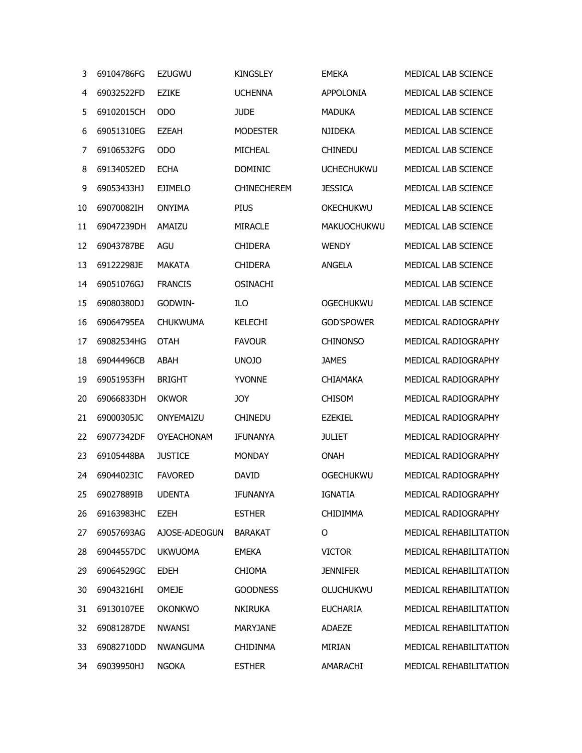| | | | | | |
|---|---|---|---|---|---|
| 3 | 69104786FG | EZUGWU | KINGSLEY | EMEKA | MEDICAL LAB SCIENCE |
| 4 | 69032522FD | EZIKE | UCHENNA | APPOLONIA | MEDICAL LAB SCIENCE |
| 5 | 69102015CH | ODO | JUDE | MADUKA | MEDICAL LAB SCIENCE |
| 6 | 69051310EG | EZEAH | MODESTER | NJIDEKA | MEDICAL LAB SCIENCE |
| 7 | 69106532FG | ODO | MICHEAL | CHINEDU | MEDICAL LAB SCIENCE |
| 8 | 69134052ED | ECHA | DOMINIC | UCHECHUKWU | MEDICAL LAB SCIENCE |
| 9 | 69053433HJ | EJIMELO | CHINECHEREM | JESSICA | MEDICAL LAB SCIENCE |
| 10 | 69070082IH | ONYIMA | PIUS | OKECHUKWU | MEDICAL LAB SCIENCE |
| 11 | 69047239DH | AMAIZU | MIRACLE | MAKUOCHUKWU | MEDICAL LAB SCIENCE |
| 12 | 69043787BE | AGU | CHIDERA | WENDY | MEDICAL LAB SCIENCE |
| 13 | 69122298JE | MAKATA | CHIDERA | ANGELA | MEDICAL LAB SCIENCE |
| 14 | 69051076GJ | FRANCIS | OSINACHI | | MEDICAL LAB SCIENCE |
| 15 | 69080380DJ | GODWIN- | ILO | OGECHUKWU | MEDICAL LAB SCIENCE |
| 16 | 69064795EA | CHUKWUMA | KELECHI | GOD'SPOWER | MEDICAL RADIOGRAPHY |
| 17 | 69082534HG | OTAH | FAVOUR | CHINONSO | MEDICAL RADIOGRAPHY |
| 18 | 69044496CB | ABAH | UNOJO | JAMES | MEDICAL RADIOGRAPHY |
| 19 | 69051953FH | BRIGHT | YVONNE | CHIAMAKA | MEDICAL RADIOGRAPHY |
| 20 | 69066833DH | OKWOR | JOY | CHISOM | MEDICAL RADIOGRAPHY |
| 21 | 69000305JC | ONYEMAIZU | CHINEDU | EZEKIEL | MEDICAL RADIOGRAPHY |
| 22 | 69077342DF | OYEACHONAM | IFUNANYA | JULIET | MEDICAL RADIOGRAPHY |
| 23 | 69105448BA | JUSTICE | MONDAY | ONAH | MEDICAL RADIOGRAPHY |
| 24 | 69044023IC | FAVORED | DAVID | OGECHUKWU | MEDICAL RADIOGRAPHY |
| 25 | 69027889IB | UDENTA | IFUNANYA | IGNATIA | MEDICAL RADIOGRAPHY |
| 26 | 69163983HC | EZEH | ESTHER | CHIDIMMA | MEDICAL RADIOGRAPHY |
| 27 | 69057693AG | AJOSE-ADEOGUN | BARAKAT | O | MEDICAL REHABILITATION |
| 28 | 69044557DC | UKWUOMA | EMEKA | VICTOR | MEDICAL REHABILITATION |
| 29 | 69064529GC | EDEH | CHIOMA | JENNIFER | MEDICAL REHABILITATION |
| 30 | 69043216HI | OMEJE | GOODNESS | OLUCHUKWU | MEDICAL REHABILITATION |
| 31 | 69130107EE | OKONKWO | NKIRUKA | EUCHARIA | MEDICAL REHABILITATION |
| 32 | 69081287DE | NWANSI | MARYJANE | ADAEZE | MEDICAL REHABILITATION |
| 33 | 69082710DD | NWANGUMA | CHIDINMA | MIRIAN | MEDICAL REHABILITATION |
| 34 | 69039950HJ | NGOKA | ESTHER | AMARACHI | MEDICAL REHABILITATION |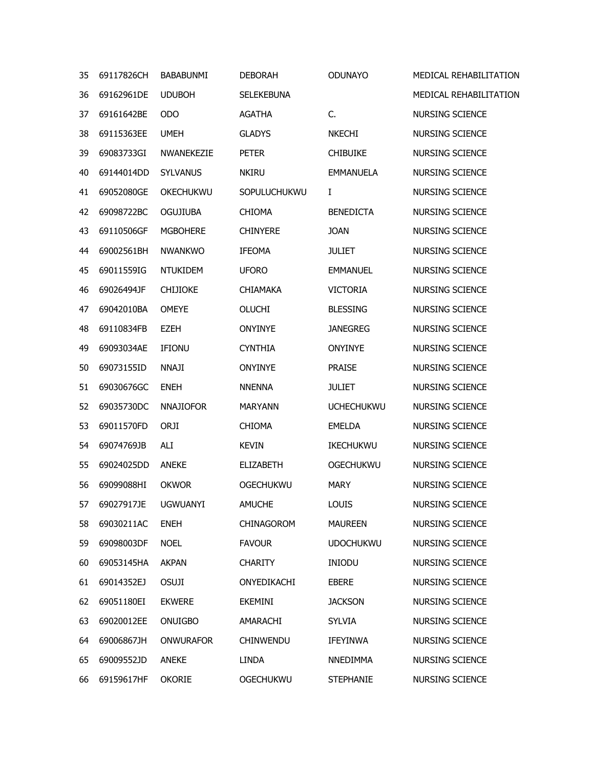| | | | | | |
|---|---|---|---|---|---|
| 35 | 69117826CH | BABABUNMI | DEBORAH | ODUNAYO | MEDICAL REHABILITATION |
| 36 | 69162961DE | UDUBOH | SELEKEBUNA | | MEDICAL REHABILITATION |
| 37 | 69161642BE | ODO | AGATHA | C. | NURSING SCIENCE |
| 38 | 69115363EE | UMEH | GLADYS | NKECHI | NURSING SCIENCE |
| 39 | 69083733GI | NWANEKEZIE | PETER | CHIBUIKE | NURSING SCIENCE |
| 40 | 69144014DD | SYLVANUS | NKIRU | EMMANUELA | NURSING SCIENCE |
| 41 | 69052080GE | OKECHUKWU | SOPULUCHUKWU | I | NURSING SCIENCE |
| 42 | 69098722BC | OGUJIUBA | CHIOMA | BENEDICTA | NURSING SCIENCE |
| 43 | 69110506GF | MGBOHERE | CHINYERE | JOAN | NURSING SCIENCE |
| 44 | 69002561BH | NWANKWO | IFEOMA | JULIET | NURSING SCIENCE |
| 45 | 69011559IG | NTUKIDEM | UFORO | EMMANUEL | NURSING SCIENCE |
| 46 | 69026494JF | CHIJIOKE | CHIAMAKA | VICTORIA | NURSING SCIENCE |
| 47 | 69042010BA | OMEYE | OLUCHI | BLESSING | NURSING SCIENCE |
| 48 | 69110834FB | EZEH | ONYINYE | JANEGREG | NURSING SCIENCE |
| 49 | 69093034AE | IFIONU | CYNTHIA | ONYINYE | NURSING SCIENCE |
| 50 | 69073155ID | NNAJI | ONYINYE | PRAISE | NURSING SCIENCE |
| 51 | 69030676GC | ENEH | NNENNA | JULIET | NURSING SCIENCE |
| 52 | 69035730DC | NNAJIOFOR | MARYANN | UCHECHUKWU | NURSING SCIENCE |
| 53 | 69011570FD | ORJI | CHIOMA | EMELDA | NURSING SCIENCE |
| 54 | 69074769JB | ALI | KEVIN | IKECHUKWU | NURSING SCIENCE |
| 55 | 69024025DD | ANEKE | ELIZABETH | OGECHUKWU | NURSING SCIENCE |
| 56 | 69099088HI | OKWOR | OGECHUKWU | MARY | NURSING SCIENCE |
| 57 | 69027917JE | UGWUANYI | AMUCHE | LOUIS | NURSING SCIENCE |
| 58 | 69030211AC | ENEH | CHINAGOROM | MAUREEN | NURSING SCIENCE |
| 59 | 69098003DF | NOEL | FAVOUR | UDOCHUKWU | NURSING SCIENCE |
| 60 | 69053145HA | AKPAN | CHARITY | INIODU | NURSING SCIENCE |
| 61 | 69014352EJ | OSUJI | ONYEDIKACHI | EBERE | NURSING SCIENCE |
| 62 | 69051180EI | EKWERE | EKEMINI | JACKSON | NURSING SCIENCE |
| 63 | 69020012EE | ONUIGBO | AMARACHI | SYLVIA | NURSING SCIENCE |
| 64 | 69006867JH | ONWURAFOR | CHINWENDU | IFEYINWA | NURSING SCIENCE |
| 65 | 69009552JD | ANEKE | LINDA | NNEDIMMA | NURSING SCIENCE |
| 66 | 69159617HF | OKORIE | OGECHUKWU | STEPHANIE | NURSING SCIENCE |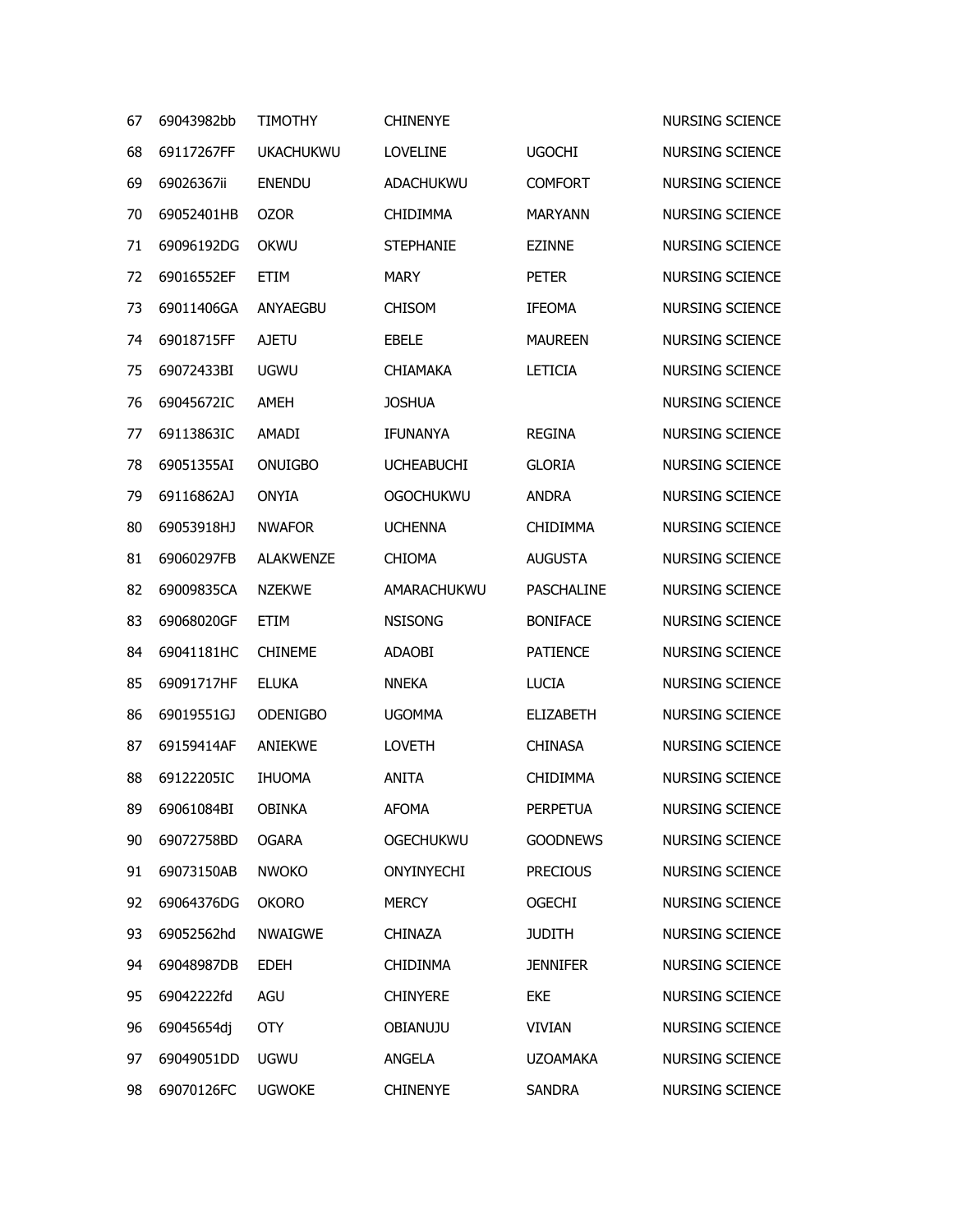| | | | | | |
|---|---|---|---|---|---|
| 67 | 69043982bb | TIMOTHY | CHINENYE | | NURSING SCIENCE |
| 68 | 69117267FF | UKACHUKWU | LOVELINE | UGOCHI | NURSING SCIENCE |
| 69 | 69026367ii | ENENDU | ADACHUKWU | COMFORT | NURSING SCIENCE |
| 70 | 69052401HB | OZOR | CHIDIMMA | MARYANN | NURSING SCIENCE |
| 71 | 69096192DG | OKWU | STEPHANIE | EZINNE | NURSING SCIENCE |
| 72 | 69016552EF | ETIM | MARY | PETER | NURSING SCIENCE |
| 73 | 69011406GA | ANYAEGBU | CHISOM | IFEOMA | NURSING SCIENCE |
| 74 | 69018715FF | AJETU | EBELE | MAUREEN | NURSING SCIENCE |
| 75 | 69072433BI | UGWU | CHIAMAKA | LETICIA | NURSING SCIENCE |
| 76 | 69045672IC | AMEH | JOSHUA | | NURSING SCIENCE |
| 77 | 69113863IC | AMADI | IFUNANYA | REGINA | NURSING SCIENCE |
| 78 | 69051355AI | ONUIGBO | UCHEABUCHI | GLORIA | NURSING SCIENCE |
| 79 | 69116862AJ | ONYIA | OGOCHUKWU | ANDRA | NURSING SCIENCE |
| 80 | 69053918HJ | NWAFOR | UCHENNA | CHIDIMMA | NURSING SCIENCE |
| 81 | 69060297FB | ALAKWENZE | CHIOMA | AUGUSTA | NURSING SCIENCE |
| 82 | 69009835CA | NZEKWE | AMARACHUKWU | PASCHALINE | NURSING SCIENCE |
| 83 | 69068020GF | ETIM | NSISONG | BONIFACE | NURSING SCIENCE |
| 84 | 69041181HC | CHINEME | ADAOBI | PATIENCE | NURSING SCIENCE |
| 85 | 69091717HF | ELUKA | NNEKA | LUCIA | NURSING SCIENCE |
| 86 | 69019551GJ | ODENIGBO | UGOMMA | ELIZABETH | NURSING SCIENCE |
| 87 | 69159414AF | ANIEKWE | LOVETH | CHINASA | NURSING SCIENCE |
| 88 | 69122205IC | IHUOMA | ANITA | CHIDIMMA | NURSING SCIENCE |
| 89 | 69061084BI | OBINKA | AFOMA | PERPETUA | NURSING SCIENCE |
| 90 | 69072758BD | OGARA | OGECHUKWU | GOODNEWS | NURSING SCIENCE |
| 91 | 69073150AB | NWOKO | ONYINYECHI | PRECIOUS | NURSING SCIENCE |
| 92 | 69064376DG | OKORO | MERCY | OGECHI | NURSING SCIENCE |
| 93 | 69052562hd | NWAIGWE | CHINAZA | JUDITH | NURSING SCIENCE |
| 94 | 69048987DB | EDEH | CHIDINMA | JENNIFER | NURSING SCIENCE |
| 95 | 69042222fd | AGU | CHINYERE | EKE | NURSING SCIENCE |
| 96 | 69045654dj | OTY | OBIANUJU | VIVIAN | NURSING SCIENCE |
| 97 | 69049051DD | UGWU | ANGELA | UZOAMAKA | NURSING SCIENCE |
| 98 | 69070126FC | UGWOKE | CHINENYE | SANDRA | NURSING SCIENCE |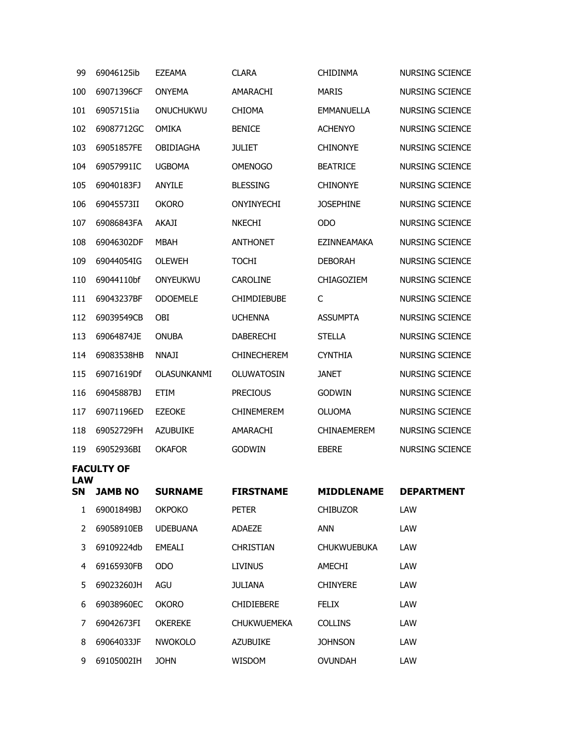| | | | | | |
|---|---|---|---|---|---|
| 99 | 69046125ib | EZEAMA | CLARA | CHIDINMA | NURSING SCIENCE |
| 100 | 69071396CF | ONYEMA | AMARACHI | MARIS | NURSING SCIENCE |
| 101 | 69057151ia | ONUCHUKWU | CHIOMA | EMMANUELLA | NURSING SCIENCE |
| 102 | 69087712GC | OMIKA | BENICE | ACHENYO | NURSING SCIENCE |
| 103 | 69051857FE | OBIDIAGHA | JULIET | CHINONYE | NURSING SCIENCE |
| 104 | 69057991IC | UGBOMA | OMENOGO | BEATRICE | NURSING SCIENCE |
| 105 | 69040183FJ | ANYILE | BLESSING | CHINONYE | NURSING SCIENCE |
| 106 | 69045573II | OKORO | ONYINYECHI | JOSEPHINE | NURSING SCIENCE |
| 107 | 69086843FA | AKAJI | NKECHI | ODO | NURSING SCIENCE |
| 108 | 69046302DF | MBAH | ANTHONET | EZINNEAMAKA | NURSING SCIENCE |
| 109 | 69044054IG | OLEWEH | TOCHI | DEBORAH | NURSING SCIENCE |
| 110 | 69044110bf | ONYEUKWU | CAROLINE | CHIAGOZIEM | NURSING SCIENCE |
| 111 | 69043237BF | ODOEMELE | CHIMDIEBUBE | C | NURSING SCIENCE |
| 112 | 69039549CB | OBI | UCHENNA | ASSUMPTA | NURSING SCIENCE |
| 113 | 69064874JE | ONUBA | DABERECHI | STELLA | NURSING SCIENCE |
| 114 | 69083538HB | NNAJI | CHINECHEREM | CYNTHIA | NURSING SCIENCE |
| 115 | 69071619Df | OLASUNKANMI | OLUWATOSIN | JANET | NURSING SCIENCE |
| 116 | 69045887BJ | ETIM | PRECIOUS | GODWIN | NURSING SCIENCE |
| 117 | 69071196ED | EZEOKE | CHINEMEREM | OLUOMA | NURSING SCIENCE |
| 118 | 69052729FH | AZUBUIKE | AMARACHI | CHINAEMEREM | NURSING SCIENCE |
| 119 | 69052936BI | OKAFOR | GODWIN | EBERE | NURSING SCIENCE |

**FACULTY OF LAW**

| SN | JAMB NO | SURNAME | FIRSTNAME | MIDDLENAME | DEPARTMENT |
|---|---|---|---|---|---|
| 1 | 69001849BJ | OKPOKO | PETER | CHIBUZOR | LAW |
| 2 | 69058910EB | UDEBUANA | ADAEZE | ANN | LAW |
| 3 | 69109224db | EMEALI | CHRISTIAN | CHUKWUEBUKA | LAW |
| 4 | 69165930FB | ODO | LIVINUS | AMECHI | LAW |
| 5 | 69023260JH | AGU | JULIANA | CHINYERE | LAW |
| 6 | 69038960EC | OKORO | CHIDIEBERE | FELIX | LAW |
| 7 | 69042673FI | OKEREKE | CHUKWUEMEKA | COLLINS | LAW |
| 8 | 69064033JF | NWOKOLO | AZUBUIKE | JOHNSON | LAW |
| 9 | 69105002IH | JOHN | WISDOM | OVUNDAH | LAW |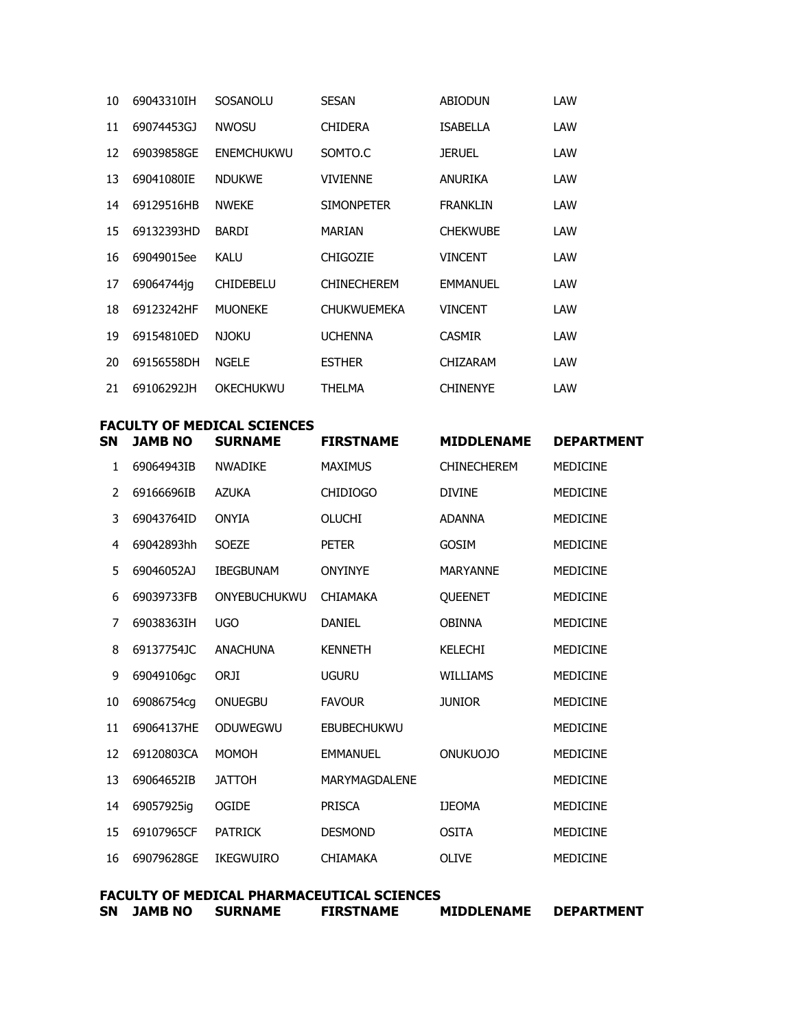| SN | JAMB NO | SURNAME | FIRSTNAME | MIDDLENAME | DEPARTMENT |
|---|---|---|---|---|---|
| 10 | 69043310IH | SOSANOLU | SESAN | ABIODUN | LAW |
| 11 | 69074453GJ | NWOSU | CHIDERA | ISABELLA | LAW |
| 12 | 69039858GE | ENEMCHUKWU | SOMTO.C | JERUEL | LAW |
| 13 | 69041080IE | NDUKWE | VIVIENNE | ANURIKA | LAW |
| 14 | 69129516HB | NWEKE | SIMONPETER | FRANKLIN | LAW |
| 15 | 69132393HD | BARDI | MARIAN | CHEKWUBE | LAW |
| 16 | 69049015ee | KALU | CHIGOZIE | VINCENT | LAW |
| 17 | 69064744jg | CHIDEBELU | CHINECHEREM | EMMANUEL | LAW |
| 18 | 69123242HF | MUONEKE | CHUKWUEMEKA | VINCENT | LAW |
| 19 | 69154810ED | NJOKU | UCHENNA | CASMIR | LAW |
| 20 | 69156558DH | NGELE | ESTHER | CHIZARAM | LAW |
| 21 | 69106292JH | OKECHUKWU | THELMA | CHINENYE | LAW |

**FACULTY OF MEDICAL SCIENCES**

| SN | JAMB NO | SURNAME | FIRSTNAME | MIDDLENAME | DEPARTMENT |
|---|---|---|---|---|---|
| 1 | 69064943IB | NWADIKE | MAXIMUS | CHINECHEREM | MEDICINE |
| 2 | 69166696IB | AZUKA | CHIDIOGO | DIVINE | MEDICINE |
| 3 | 69043764ID | ONYIA | OLUCHI | ADANNA | MEDICINE |
| 4 | 69042893hh | SOEZE | PETER | GOSIM | MEDICINE |
| 5 | 69046052AJ | IBEGBUNAM | ONYINYE | MARYANNE | MEDICINE |
| 6 | 69039733FB | ONYEBUCHUKWU | CHIAMAKA | QUEENET | MEDICINE |
| 7 | 69038363IH | UGO | DANIEL | OBINNA | MEDICINE |
| 8 | 69137754JC | ANACHUNA | KENNETH | KELECHI | MEDICINE |
| 9 | 69049106gc | ORJI | UGURU | WILLIAMS | MEDICINE |
| 10 | 69086754cg | ONUEGBU | FAVOUR | JUNIOR | MEDICINE |
| 11 | 69064137HE | ODUWEGWU | EBUBECHUKWU | | MEDICINE |
| 12 | 69120803CA | MOMOH | EMMANUEL | ONUKUOJO | MEDICINE |
| 13 | 69064652IB | JATTOH | MARYMAGDALENE | | MEDICINE |
| 14 | 69057925ig | OGIDE | PRISCA | IJEOMA | MEDICINE |
| 15 | 69107965CF | PATRICK | DESMOND | OSITA | MEDICINE |
| 16 | 69079628GE | IKEGWUIRO | CHIAMAKA | OLIVE | MEDICINE |

**FACULTY OF MEDICAL PHARMACEUTICAL SCIENCES**

| SN | JAMB NO | SURNAME | FIRSTNAME | MIDDLENAME | DEPARTMENT |
|---|---|---|---|---|---|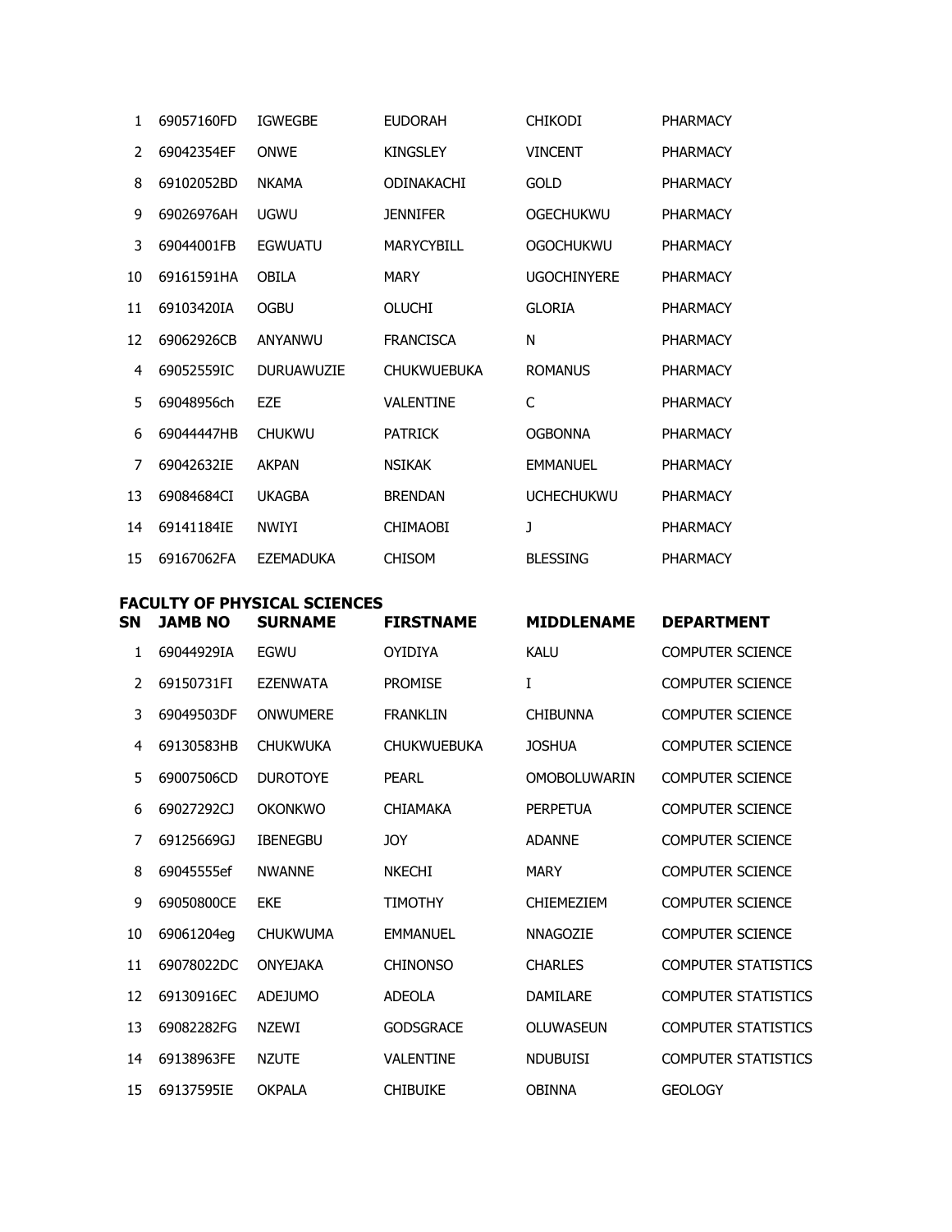| 1 | 69057160FD | IGWEGBE | EUDORAH | CHIKODI | PHARMACY |
|---|---|---|---|---|---|
| 2 | 69042354EF | ONWE | KINGSLEY | VINCENT | PHARMACY |
| 8 | 69102052BD | NKAMA | ODINAKACHI | GOLD | PHARMACY |
| 9 | 69026976AH | UGWU | JENNIFER | OGECHUKWU | PHARMACY |
| 3 | 69044001FB | EGWUATU | MARYCYBILL | OGOCHUKWU | PHARMACY |
| 10 | 69161591HA | OBILA | MARY | UGOCHINYERE | PHARMACY |
| 11 | 69103420IA | OGBU | OLUCHI | GLORIA | PHARMACY |
| 12 | 69062926CB | ANYANWU | FRANCISCA | N | PHARMACY |
| 4 | 69052559IC | DURUAWUZIE | CHUKWUEBUKA | ROMANUS | PHARMACY |
| 5 | 69048956ch | EZE | VALENTINE | C | PHARMACY |
| 6 | 69044447HB | CHUKWU | PATRICK | OGBONNA | PHARMACY |
| 7 | 69042632IE | AKPAN | NSIKAK | EMMANUEL | PHARMACY |
| 13 | 69084684CI | UKAGBA | BRENDAN | UCHECHUKWU | PHARMACY |
| 14 | 69141184IE | NWIYI | CHIMAOBI | J | PHARMACY |
| 15 | 69167062FA | EZEMADUKA | CHISOM | BLESSING | PHARMACY |

**FACULTY OF PHYSICAL SCIENCES**

| SN | JAMB NO | SURNAME | FIRSTNAME | MIDDLENAME | DEPARTMENT |
|---|---|---|---|---|---|
| 1 | 69044929IA | EGWU | OYIDIYA | KALU | COMPUTER SCIENCE |
| 2 | 69150731FI | EZENWATA | PROMISE | I | COMPUTER SCIENCE |
| 3 | 69049503DF | ONWUMERE | FRANKLIN | CHIBUNNA | COMPUTER SCIENCE |
| 4 | 69130583HB | CHUKWUKA | CHUKWUEBUKA | JOSHUA | COMPUTER SCIENCE |
| 5 | 69007506CD | DUROTOYE | PEARL | OMOBOLUWARIN | COMPUTER SCIENCE |
| 6 | 69027292CJ | OKONKWO | CHIAMAKA | PERPETUA | COMPUTER SCIENCE |
| 7 | 69125669GJ | IBENEGBU | JOY | ADANNE | COMPUTER SCIENCE |
| 8 | 69045555ef | NWANNE | NKECHI | MARY | COMPUTER SCIENCE |
| 9 | 69050800CE | EKE | TIMOTHY | CHIEMEZIEM | COMPUTER SCIENCE |
| 10 | 69061204eg | CHUKWUMA | EMMANUEL | NNAGOZIE | COMPUTER SCIENCE |
| 11 | 69078022DC | ONYEJAKA | CHINONSO | CHARLES | COMPUTER STATISTICS |
| 12 | 69130916EC | ADEJUMO | ADEOLA | DAMILARE | COMPUTER STATISTICS |
| 13 | 69082282FG | NZEWI | GODSGRACE | OLUWASEUN | COMPUTER STATISTICS |
| 14 | 69138963FE | NZUTE | VALENTINE | NDUBUISI | COMPUTER STATISTICS |
| 15 | 69137595IE | OKPALA | CHIBUIKE | OBINNA | GEOLOGY |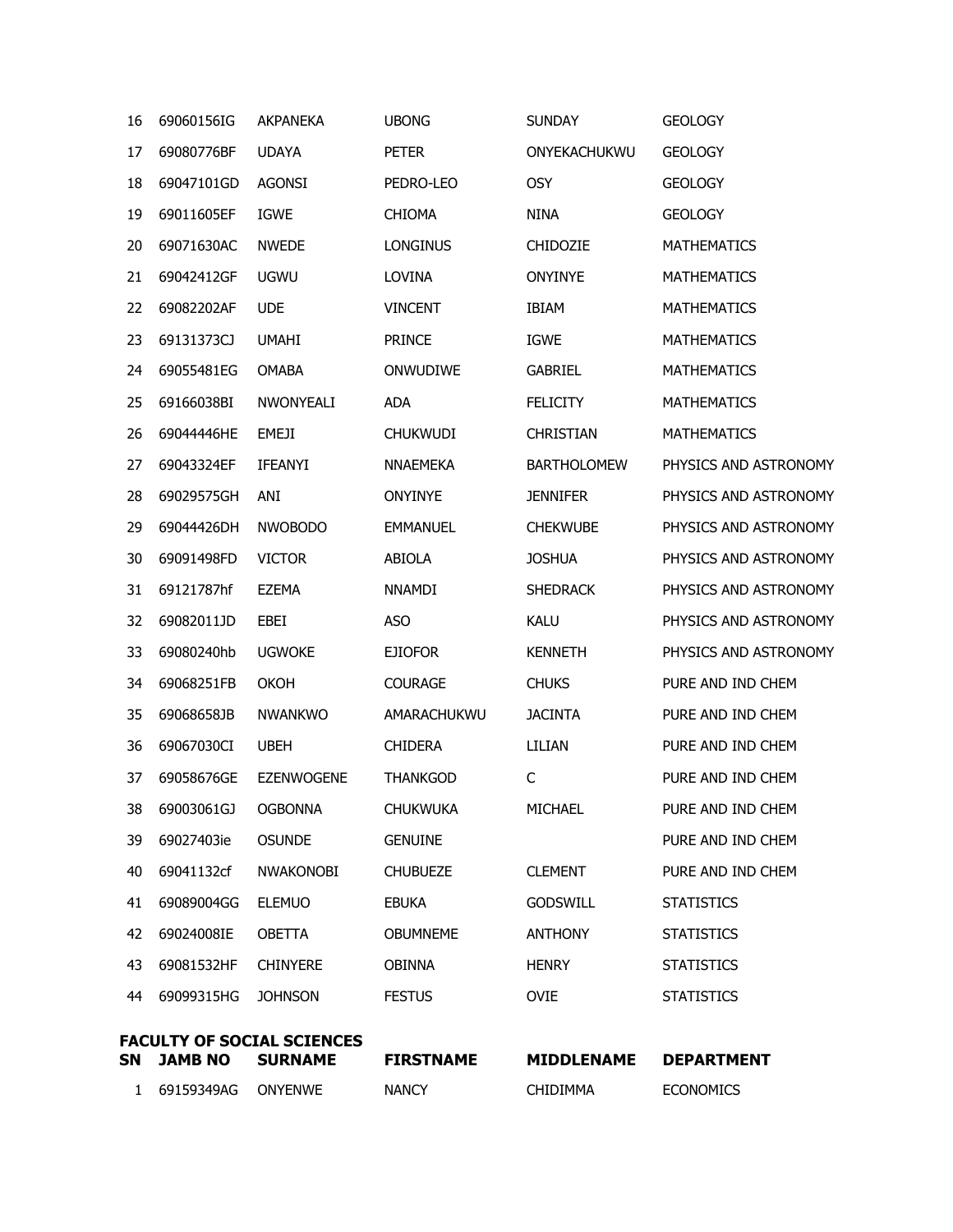| 16 | 69060156IG | AKPANEKA | UBONG | SUNDAY | GEOLOGY |
|---|---|---|---|---|---|
| 17 | 69080776BF | UDAYA | PETER | ONYEKACHUKWU | GEOLOGY |
| 18 | 69047101GD | AGONSI | PEDRO-LEO | OSY | GEOLOGY |
| 19 | 69011605EF | IGWE | CHIOMA | NINA | GEOLOGY |
| 20 | 69071630AC | NWEDE | LONGINUS | CHIDOZIE | MATHEMATICS |
| 21 | 69042412GF | UGWU | LOVINA | ONYINYE | MATHEMATICS |
| 22 | 69082202AF | UDE | VINCENT | IBIAM | MATHEMATICS |
| 23 | 69131373CJ | UMAHI | PRINCE | IGWE | MATHEMATICS |
| 24 | 69055481EG | OMABA | ONWUDIWE | GABRIEL | MATHEMATICS |
| 25 | 69166038BI | NWONYEALI | ADA | FELICITY | MATHEMATICS |
| 26 | 69044446HE | EMEJI | CHUKWUDI | CHRISTIAN | MATHEMATICS |
| 27 | 69043324EF | IFEANYI | NNAEMEKA | BARTHOLOMEW | PHYSICS AND ASTRONOMY |
| 28 | 69029575GH | ANI | ONYINYE | JENNIFER | PHYSICS AND ASTRONOMY |
| 29 | 69044426DH | NWOBODO | EMMANUEL | CHEKWUBE | PHYSICS AND ASTRONOMY |
| 30 | 69091498FD | VICTOR | ABIOLA | JOSHUA | PHYSICS AND ASTRONOMY |
| 31 | 69121787hf | EZEMA | NNAMDI | SHEDRACK | PHYSICS AND ASTRONOMY |
| 32 | 69082011JD | EBEI | ASO | KALU | PHYSICS AND ASTRONOMY |
| 33 | 69080240hb | UGWOKE | EJIOFOR | KENNETH | PHYSICS AND ASTRONOMY |
| 34 | 69068251FB | OKOH | COURAGE | CHUKS | PURE AND IND CHEM |
| 35 | 69068658JB | NWANKWO | AMARACHUKWU | JACINTA | PURE AND IND CHEM |
| 36 | 69067030CI | UBEH | CHIDERA | LILIAN | PURE AND IND CHEM |
| 37 | 69058676GE | EZENWOGENE | THANKGOD | C | PURE AND IND CHEM |
| 38 | 69003061GJ | OGBONNA | CHUKWUKA | MICHAEL | PURE AND IND CHEM |
| 39 | 69027403ie | OSUNDE | GENUINE | | PURE AND IND CHEM |
| 40 | 69041132cf | NWAKONOBI | CHUBUEZE | CLEMENT | PURE AND IND CHEM |
| 41 | 69089004GG | ELEMUO | EBUKA | GODSWILL | STATISTICS |
| 42 | 69024008IE | OBETTA | OBUMNEME | ANTHONY | STATISTICS |
| 43 | 69081532HF | CHINYERE | OBINNA | HENRY | STATISTICS |
| 44 | 69099315HG | JOHNSON | FESTUS | OVIE | STATISTICS |

**FACULTY OF SOCIAL SCIENCES**

| SN | JAMB NO | SURNAME | FIRSTNAME | MIDDLENAME | DEPARTMENT |
|---|---|---|---|---|---|
| 1 | 69159349AG | ONYENWE | NANCY | CHIDIMMA | ECONOMICS |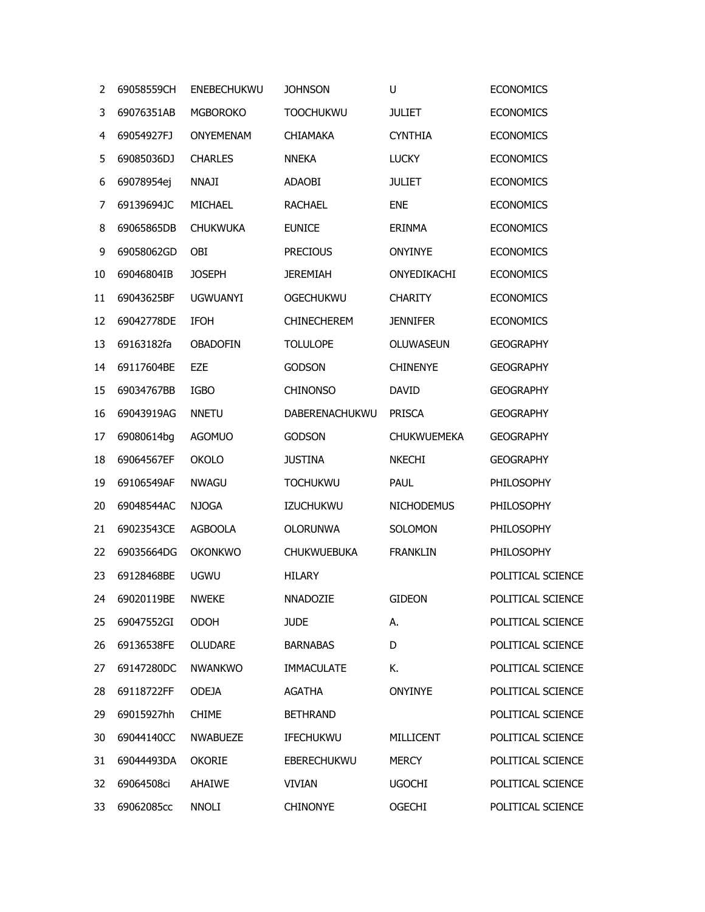| | | | | | |
|---|---|---|---|---|---|
| 2 | 69058559CH | ENEBECHUKWU | JOHNSON | U | ECONOMICS |
| 3 | 69076351AB | MGBOROKO | TOOCHUKWU | JULIET | ECONOMICS |
| 4 | 69054927FJ | ONYEMENAM | CHIAMAKA | CYNTHIA | ECONOMICS |
| 5 | 69085036DJ | CHARLES | NNEKA | LUCKY | ECONOMICS |
| 6 | 69078954ej | NNAJI | ADAOBI | JULIET | ECONOMICS |
| 7 | 69139694JC | MICHAEL | RACHAEL | ENE | ECONOMICS |
| 8 | 69065865DB | CHUKWUKA | EUNICE | ERINMA | ECONOMICS |
| 9 | 69058062GD | OBI | PRECIOUS | ONYINYE | ECONOMICS |
| 10 | 69046804IB | JOSEPH | JEREMIAH | ONYEDIKACHI | ECONOMICS |
| 11 | 69043625BF | UGWUANYI | OGECHUKWU | CHARITY | ECONOMICS |
| 12 | 69042778DE | IFOH | CHINECHEREM | JENNIFER | ECONOMICS |
| 13 | 69163182fa | OBADOFIN | TOLULOPE | OLUWASEUN | GEOGRAPHY |
| 14 | 69117604BE | EZE | GODSON | CHINENYE | GEOGRAPHY |
| 15 | 69034767BB | IGBO | CHINONSO | DAVID | GEOGRAPHY |
| 16 | 69043919AG | NNETU | DABERENACHUKWU | PRISCA | GEOGRAPHY |
| 17 | 69080614bg | AGOMUO | GODSON | CHUKWUEMEKA | GEOGRAPHY |
| 18 | 69064567EF | OKOLO | JUSTINA | NKECHI | GEOGRAPHY |
| 19 | 69106549AF | NWAGU | TOCHUKWU | PAUL | PHILOSOPHY |
| 20 | 69048544AC | NJOGA | IZUCHUKWU | NICHODEMUS | PHILOSOPHY |
| 21 | 69023543CE | AGBOOLA | OLORUNWA | SOLOMON | PHILOSOPHY |
| 22 | 69035664DG | OKONKWO | CHUKWUEBUKA | FRANKLIN | PHILOSOPHY |
| 23 | 69128468BE | UGWU | HILARY | | POLITICAL SCIENCE |
| 24 | 69020119BE | NWEKE | NNADOZIE | GIDEON | POLITICAL SCIENCE |
| 25 | 69047552GI | ODOH | JUDE | A. | POLITICAL SCIENCE |
| 26 | 69136538FE | OLUDARE | BARNABAS | D | POLITICAL SCIENCE |
| 27 | 69147280DC | NWANKWO | IMMACULATE | K. | POLITICAL SCIENCE |
| 28 | 69118722FF | ODEJA | AGATHA | ONYINYE | POLITICAL SCIENCE |
| 29 | 69015927hh | CHIME | BETHRAND | | POLITICAL SCIENCE |
| 30 | 69044140CC | NWABUEZE | IFECHUKWU | MILLICENT | POLITICAL SCIENCE |
| 31 | 69044493DA | OKORIE | EBERECHUKWU | MERCY | POLITICAL SCIENCE |
| 32 | 69064508ci | AHAIWE | VIVIAN | UGOCHI | POLITICAL SCIENCE |
| 33 | 69062085cc | NNOLI | CHINONYE | OGECHI | POLITICAL SCIENCE |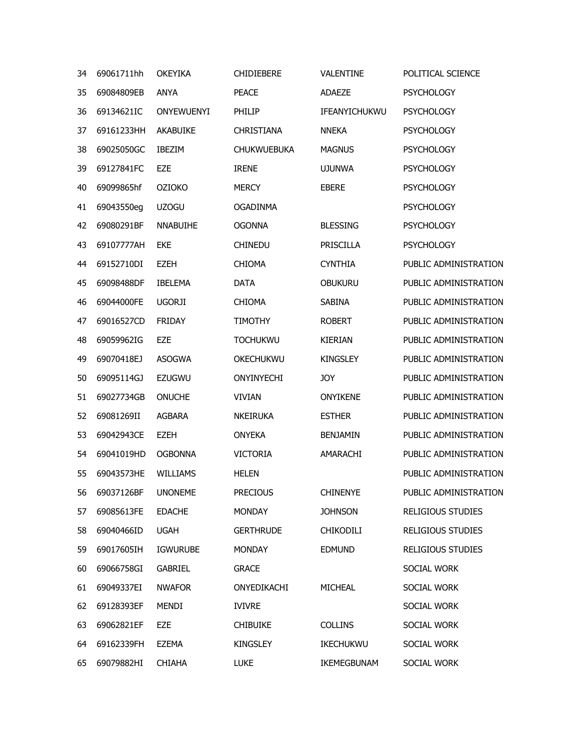| | | | | | |
|---|---|---|---|---|---|
| 34 | 69061711hh | OKEYIKA | CHIDIEBERE | VALENTINE | POLITICAL SCIENCE |
| 35 | 69084809EB | ANYA | PEACE | ADAEZE | PSYCHOLOGY |
| 36 | 69134621IC | ONYEWUENYI | PHILIP | IFEANYICHUKWU | PSYCHOLOGY |
| 37 | 69161233HH | AKABUIKE | CHRISTIANA | NNEKA | PSYCHOLOGY |
| 38 | 69025050GC | IBEZIM | CHUKWUEBUKA | MAGNUS | PSYCHOLOGY |
| 39 | 69127841FC | EZE | IRENE | UJUNWA | PSYCHOLOGY |
| 40 | 69099865hf | OZIOKO | MERCY | EBERE | PSYCHOLOGY |
| 41 | 69043550eg | UZOGU | OGADINMA | | PSYCHOLOGY |
| 42 | 69080291BF | NNABUIHE | OGONNA | BLESSING | PSYCHOLOGY |
| 43 | 69107777AH | EKE | CHINEDU | PRISCILLA | PSYCHOLOGY |
| 44 | 69152710DI | EZEH | CHIOMA | CYNTHIA | PUBLIC ADMINISTRATION |
| 45 | 69098488DF | IBELEMA | DATA | OBUKURU | PUBLIC ADMINISTRATION |
| 46 | 69044000FE | UGORJI | CHIOMA | SABINA | PUBLIC ADMINISTRATION |
| 47 | 69016527CD | FRIDAY | TIMOTHY | ROBERT | PUBLIC ADMINISTRATION |
| 48 | 69059962IG | EZE | TOCHUKWU | KIERIAN | PUBLIC ADMINISTRATION |
| 49 | 69070418EJ | ASOGWA | OKECHUKWU | KINGSLEY | PUBLIC ADMINISTRATION |
| 50 | 69095114GJ | EZUGWU | ONYINYECHI | JOY | PUBLIC ADMINISTRATION |
| 51 | 69027734GB | ONUCHE | VIVIAN | ONYIKENE | PUBLIC ADMINISTRATION |
| 52 | 69081269II | AGBARA | NKEIRUKA | ESTHER | PUBLIC ADMINISTRATION |
| 53 | 69042943CE | EZEH | ONYEKA | BENJAMIN | PUBLIC ADMINISTRATION |
| 54 | 69041019HD | OGBONNA | VICTORIA | AMARACHI | PUBLIC ADMINISTRATION |
| 55 | 69043573HE | WILLIAMS | HELEN | | PUBLIC ADMINISTRATION |
| 56 | 69037126BF | UNONEME | PRECIOUS | CHINENYE | PUBLIC ADMINISTRATION |
| 57 | 69085613FE | EDACHE | MONDAY | JOHNSON | RELIGIOUS STUDIES |
| 58 | 69040466ID | UGAH | GERTHRUDE | CHIKODILI | RELIGIOUS STUDIES |
| 59 | 69017605IH | IGWURUBE | MONDAY | EDMUND | RELIGIOUS STUDIES |
| 60 | 69066758GI | GABRIEL | GRACE | | SOCIAL WORK |
| 61 | 69049337EI | NWAFOR | ONYEDIKACHI | MICHEAL | SOCIAL WORK |
| 62 | 69128393EF | MENDI | IVIVRE | | SOCIAL WORK |
| 63 | 69062821EF | EZE | CHIBUIKE | COLLINS | SOCIAL WORK |
| 64 | 69162339FH | EZEMA | KINGSLEY | IKECHUKWU | SOCIAL WORK |
| 65 | 69079882HI | CHIAHA | LUKE | IKEMEGBUNAM | SOCIAL WORK |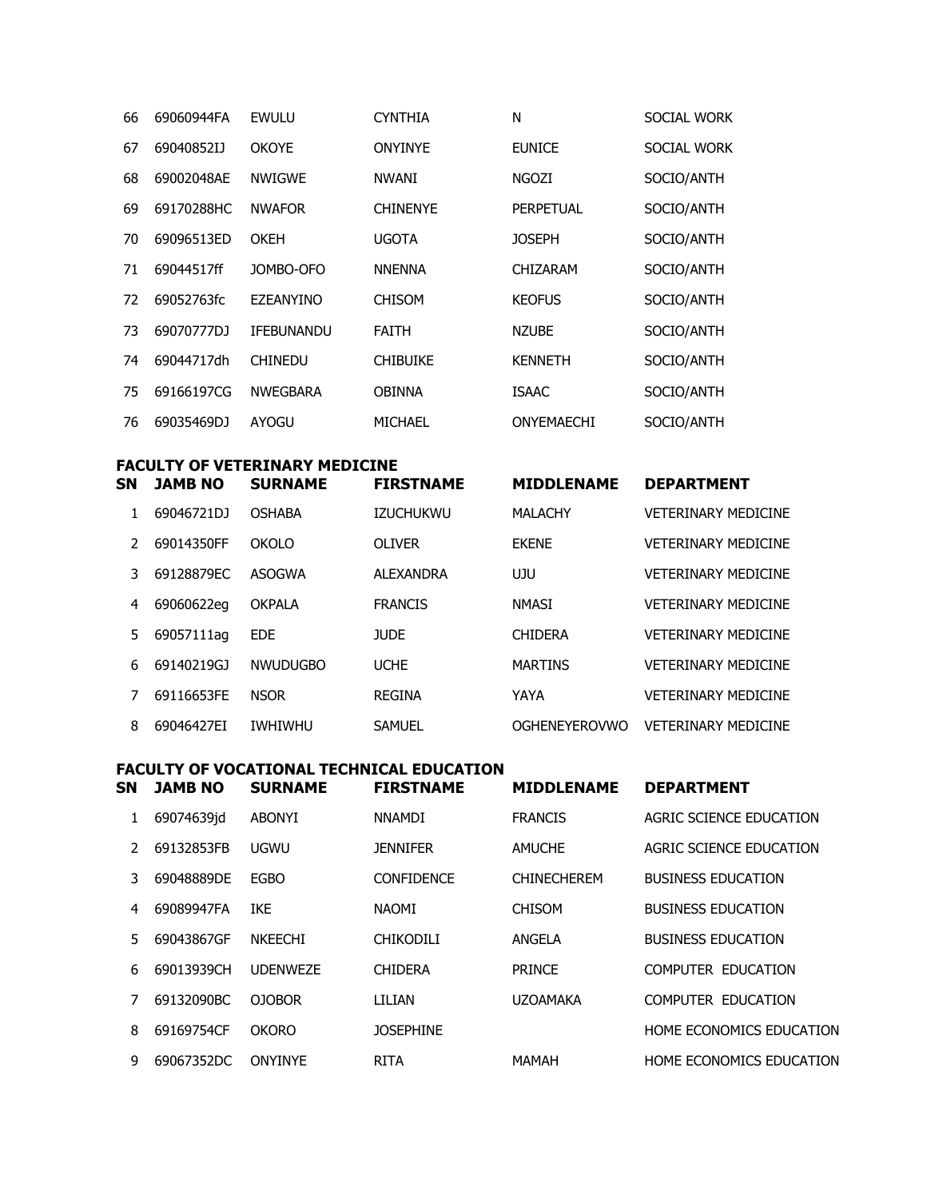| SN | JAMB NO | SURNAME | FIRSTNAME | MIDDLENAME | DEPARTMENT |
|---|---|---|---|---|---|
| 66 | 69060944FA | EWULU | CYNTHIA | N | SOCIAL WORK |
| 67 | 69040852IJ | OKOYE | ONYINYE | EUNICE | SOCIAL WORK |
| 68 | 69002048AE | NWIGWE | NWANI | NGOZI | SOCIO/ANTH |
| 69 | 69170288HC | NWAFOR | CHINENYE | PERPETUAL | SOCIO/ANTH |
| 70 | 69096513ED | OKEH | UGOTA | JOSEPH | SOCIO/ANTH |
| 71 | 69044517ff | JOMBO-OFO | NNENNA | CHIZARAM | SOCIO/ANTH |
| 72 | 69052763fc | EZEANYINO | CHISOM | KEOFUS | SOCIO/ANTH |
| 73 | 69070777DJ | IFEBUNANDU | FAITH | NZUBE | SOCIO/ANTH |
| 74 | 69044717dh | CHINEDU | CHIBUIKE | KENNETH | SOCIO/ANTH |
| 75 | 69166197CG | NWEGBARA | OBINNA | ISAAC | SOCIO/ANTH |
| 76 | 69035469DJ | AYOGU | MICHAEL | ONYEMAECHI | SOCIO/ANTH |

**FACULTY OF VETERINARY MEDICINE**

| SN | JAMB NO | SURNAME | FIRSTNAME | MIDDLENAME | DEPARTMENT |
|---|---|---|---|---|---|
| 1 | 69046721DJ | OSHABA | IZUCHUKWU | MALACHY | VETERINARY MEDICINE |
| 2 | 69014350FF | OKOLO | OLIVER | EKENE | VETERINARY MEDICINE |
| 3 | 69128879EC | ASOGWA | ALEXANDRA | UJU | VETERINARY MEDICINE |
| 4 | 69060622eg | OKPALA | FRANCIS | NMASI | VETERINARY MEDICINE |
| 5 | 69057111ag | EDE | JUDE | CHIDERA | VETERINARY MEDICINE |
| 6 | 69140219GJ | NWUDUGBO | UCHE | MARTINS | VETERINARY MEDICINE |
| 7 | 69116653FE | NSOR | REGINA | YAYA | VETERINARY MEDICINE |
| 8 | 69046427EI | IWHIWHU | SAMUEL | OGHENEYEROVWO | VETERINARY MEDICINE |

**FACULTY OF VOCATIONAL TECHNICAL EDUCATION**

| SN | JAMB NO | SURNAME | FIRSTNAME | MIDDLENAME | DEPARTMENT |
|---|---|---|---|---|---|
| 1 | 69074639jd | ABONYI | NNAMDI | FRANCIS | AGRIC SCIENCE EDUCATION |
| 2 | 69132853FB | UGWU | JENNIFER | AMUCHE | AGRIC SCIENCE EDUCATION |
| 3 | 69048889DE | EGBO | CONFIDENCE | CHINECHEREM | BUSINESS EDUCATION |
| 4 | 69089947FA | IKE | NAOMI | CHISOM | BUSINESS EDUCATION |
| 5 | 69043867GF | NKEECHI | CHIKODILI | ANGELA | BUSINESS EDUCATION |
| 6 | 69013939CH | UDENWEZE | CHIDERA | PRINCE | COMPUTER EDUCATION |
| 7 | 69132090BC | OJOBOR | LILIAN | UZOAMAKA | COMPUTER EDUCATION |
| 8 | 69169754CF | OKORO | JOSEPHINE | | HOME ECONOMICS EDUCATION |
| 9 | 69067352DC | ONYINYE | RITA | MAMAH | HOME ECONOMICS EDUCATION |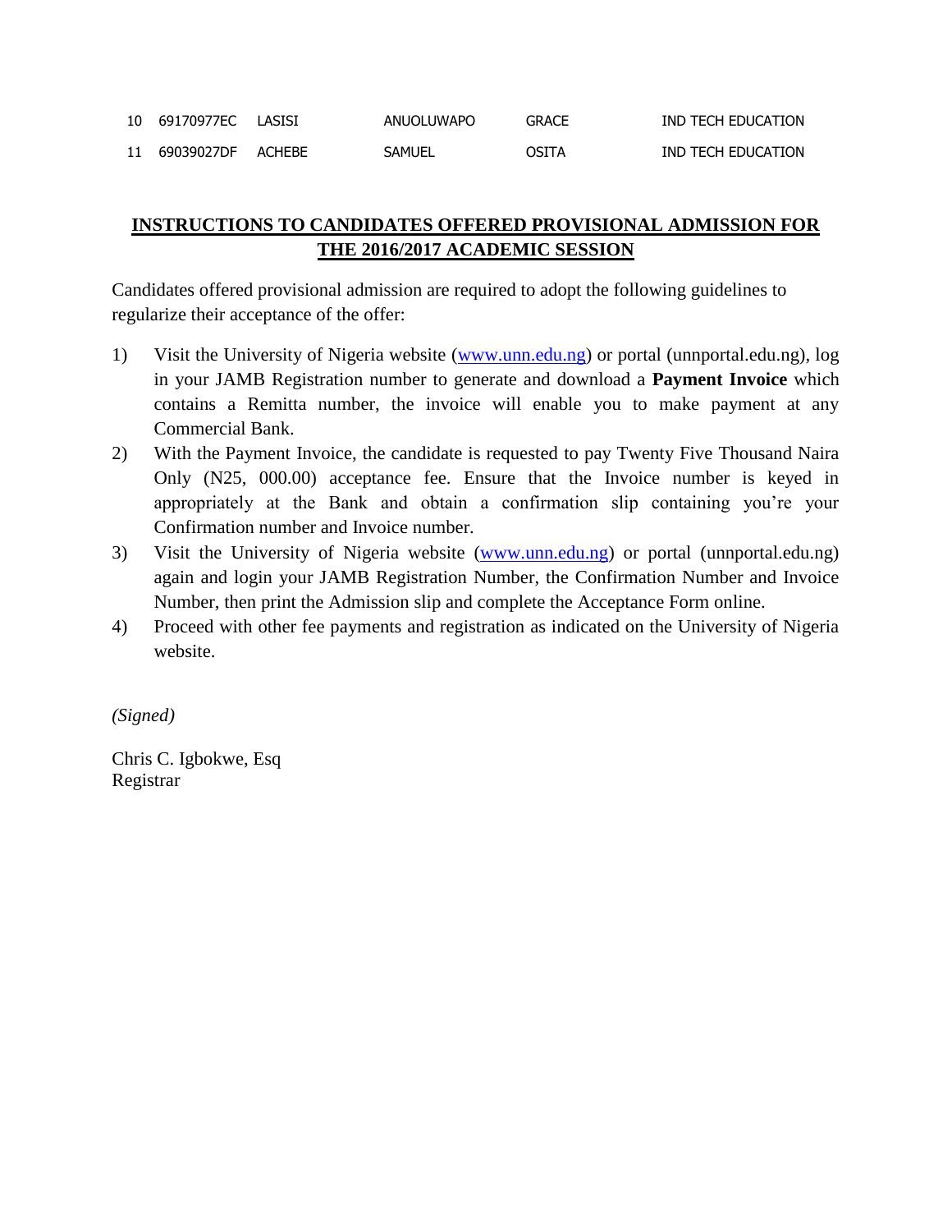| | | | | | |
|---|---|---|---|---|---|
| 10 | 69170977EC | LASISI | ANUOLUWAPO | GRACE | IND TECH EDUCATION |
| 11 | 69039027DF | ACHEBE | SAMUEL | OSITA | IND TECH EDUCATION |

## INSTRUCTIONS TO CANDIDATES OFFERED PROVISIONAL ADMISSION FOR THE 2016/2017 ACADEMIC SESSION

Candidates offered provisional admission are required to adopt the following guidelines to regularize their acceptance of the offer:

1) Visit the University of Nigeria website (www.unn.edu.ng) or portal (unnportal.edu.ng), log in your JAMB Registration number to generate and download a **Payment Invoice** which contains a Remitta number, the invoice will enable you to make payment at any Commercial Bank.
2) With the Payment Invoice, the candidate is requested to pay Twenty Five Thousand Naira Only (N25, 000.00) acceptance fee. Ensure that the Invoice number is keyed in appropriately at the Bank and obtain a confirmation slip containing you're your Confirmation number and Invoice number.
3) Visit the University of Nigeria website (www.unn.edu.ng) or portal (unnportal.edu.ng) again and login your JAMB Registration Number, the Confirmation Number and Invoice Number, then print the Admission slip and complete the Acceptance Form online.
4) Proceed with other fee payments and registration as indicated on the University of Nigeria website.

*(Signed)*

Chris C. Igbokwe, Esq
Registrar